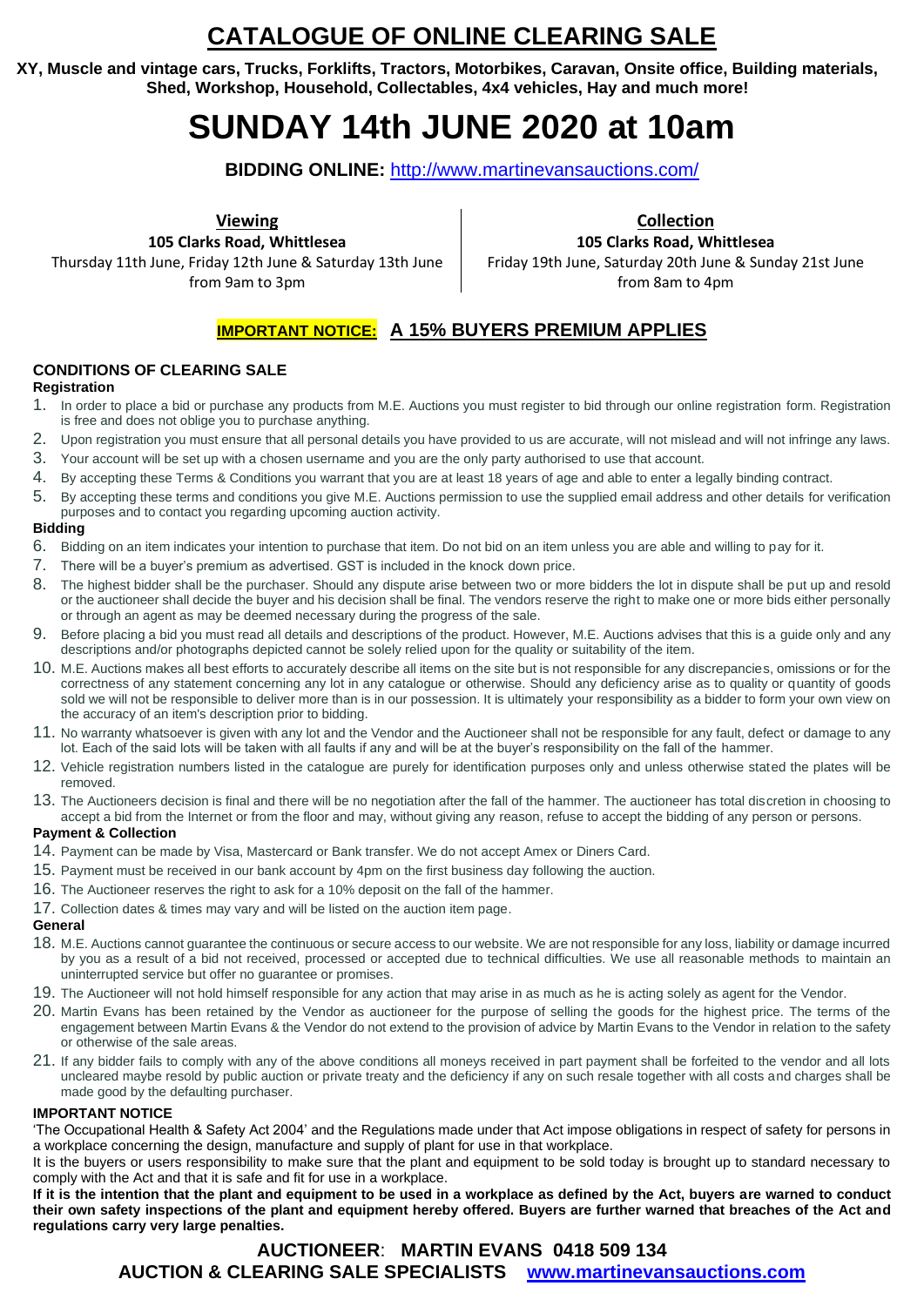# CATALOGUE OF ONLINE CLEARING SALE

**XY, Muscle and vintage cars, Trucks, Forklifts, Tractors, Motorbikes, Caravan, Onsite office, Building materials, Shed, Workshop, Household, Collectables, 4x4 vehicles, Hay and much more!**

# SUNDAY 14th JUNE 2020 at 10am

**BIDDING ONLINE:** http://www.martinevansauctions.com/

| Viewing | Collection |
|---|---|
| **105 Clarks Road, Whittlesea** | **105 Clarks Road, Whittlesea** |
| Thursday 11th June, Friday 12th June & Saturday 13th June from 9am to 3pm | Friday 19th June, Saturday 20th June & Sunday 21st June from 8am to 4pm |

**IMPORTANT NOTICE:** **A 15% BUYERS PREMIUM APPLIES**

## CONDITIONS OF CLEARING SALE

**Registration**

1. In order to place a bid or purchase any products from M.E. Auctions you must register to bid through our online registration form. Registration is free and does not oblige you to purchase anything.
2. Upon registration you must ensure that all personal details you have provided to us are accurate, will not mislead and will not infringe any laws.
3. Your account will be set up with a chosen username and you are the only party authorised to use that account.
4. By accepting these Terms & Conditions you warrant that you are at least 18 years of age and able to enter a legally binding contract.
5. By accepting these terms and conditions you give M.E. Auctions permission to use the supplied email address and other details for verification purposes and to contact you regarding upcoming auction activity.

**Bidding**

6. Bidding on an item indicates your intention to purchase that item. Do not bid on an item unless you are able and willing to pay for it.
7. There will be a buyer's premium as advertised. GST is included in the knock down price.
8. The highest bidder shall be the purchaser. Should any dispute arise between two or more bidders the lot in dispute shall be put up and resold or the auctioneer shall decide the buyer and his decision shall be final. The vendors reserve the right to make one or more bids either personally or through an agent as may be deemed necessary during the progress of the sale.
9. Before placing a bid you must read all details and descriptions of the product. However, M.E. Auctions advises that this is a guide only and any descriptions and/or photographs depicted cannot be solely relied upon for the quality or suitability of the item.
10. M.E. Auctions makes all best efforts to accurately describe all items on the site but is not responsible for any discrepancies, omissions or for the correctness of any statement concerning any lot in any catalogue or otherwise. Should any deficiency arise as to quality or quantity of goods sold we will not be responsible to deliver more than is in our possession. It is ultimately your responsibility as a bidder to form your own view on the accuracy of an item's description prior to bidding.
11. No warranty whatsoever is given with any lot and the Vendor and the Auctioneer shall not be responsible for any fault, defect or damage to any lot. Each of the said lots will be taken with all faults if any and will be at the buyer's responsibility on the fall of the hammer.
12. Vehicle registration numbers listed in the catalogue are purely for identification purposes only and unless otherwise stated the plates will be removed.
13. The Auctioneers decision is final and there will be no negotiation after the fall of the hammer. The auctioneer has total discretion in choosing to accept a bid from the Internet or from the floor and may, without giving any reason, refuse to accept the bidding of any person or persons.

**Payment & Collection**

14. Payment can be made by Visa, Mastercard or Bank transfer. We do not accept Amex or Diners Card.
15. Payment must be received in our bank account by 4pm on the first business day following the auction.
16. The Auctioneer reserves the right to ask for a 10% deposit on the fall of the hammer.
17. Collection dates & times may vary and will be listed on the auction item page.

**General**

18. M.E. Auctions cannot guarantee the continuous or secure access to our website. We are not responsible for any loss, liability or damage incurred by you as a result of a bid not received, processed or accepted due to technical difficulties. We use all reasonable methods to maintain an uninterrupted service but offer no guarantee or promises.
19. The Auctioneer will not hold himself responsible for any action that may arise in as much as he is acting solely as agent for the Vendor.
20. Martin Evans has been retained by the Vendor as auctioneer for the purpose of selling the goods for the highest price. The terms of the engagement between Martin Evans & the Vendor do not extend to the provision of advice by Martin Evans to the Vendor in relation to the safety or otherwise of the sale areas.
21. If any bidder fails to comply with any of the above conditions all moneys received in part payment shall be forfeited to the vendor and all lots uncleared maybe resold by public auction or private treaty and the deficiency if any on such resale together with all costs and charges shall be made good by the defaulting purchaser.

**IMPORTANT NOTICE**

'The Occupational Health & Safety Act 2004' and the Regulations made under that Act impose obligations in respect of safety for persons in a workplace concerning the design, manufacture and supply of plant for use in that workplace.

It is the buyers or users responsibility to make sure that the plant and equipment to be sold today is brought up to standard necessary to comply with the Act and that it is safe and fit for use in a workplace.

**If it is the intention that the plant and equipment to be used in a workplace as defined by the Act, buyers are warned to conduct their own safety inspections of the plant and equipment hereby offered. Buyers are further warned that breaches of the Act and regulations carry very large penalties.**

**AUCTIONEER: MARTIN EVANS 0418 509 134**

**AUCTION & CLEARING SALE SPECIALISTS www.martinevansauctions.com**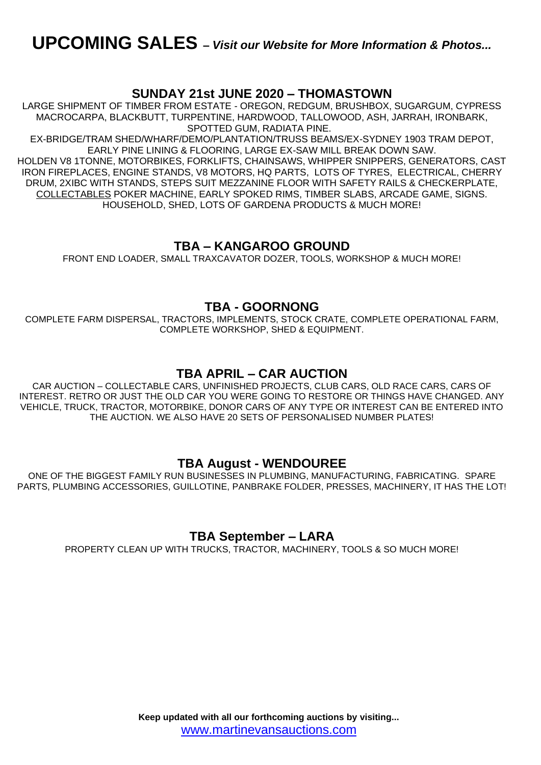# UPCOMING SALES – *Visit our Website for More Information & Photos...*

## SUNDAY 21st JUNE 2020 – THOMASTOWN

LARGE SHIPMENT OF TIMBER FROM ESTATE - OREGON, REDGUM, BRUSHBOX, SUGARGUM, CYPRESS MACROCARPA, BLACKBUTT, TURPENTINE, HARDWOOD, TALLOWOOD, ASH, JARRAH, IRONBARK, SPOTTED GUM, RADIATA PINE.
EX-BRIDGE/TRAM SHED/WHARF/DEMO/PLANTATION/TRUSS BEAMS/EX-SYDNEY 1903 TRAM DEPOT, EARLY PINE LINING & FLOORING, LARGE EX-SAW MILL BREAK DOWN SAW.
HOLDEN V8 1TONNE, MOTORBIKES, FORKLIFTS, CHAINSAWS, WHIPPER SNIPPERS, GENERATORS, CAST IRON FIREPLACES, ENGINE STANDS, V8 MOTORS, HQ PARTS, LOTS OF TYRES, ELECTRICAL, CHERRY DRUM, 2XIBC WITH STANDS, STEPS SUIT MEZZANINE FLOOR WITH SAFETY RAILS & CHECKERPLATE, COLLECTABLES POKER MACHINE, EARLY SPOKED RIMS, TIMBER SLABS, ARCADE GAME, SIGNS. HOUSEHOLD, SHED, LOTS OF GARDENA PRODUCTS & MUCH MORE!

## TBA – KANGAROO GROUND

FRONT END LOADER, SMALL TRAXCAVATOR DOZER, TOOLS, WORKSHOP & MUCH MORE!

## TBA - GOORNONG

COMPLETE FARM DISPERSAL, TRACTORS, IMPLEMENTS, STOCK CRATE, COMPLETE OPERATIONAL FARM, COMPLETE WORKSHOP, SHED & EQUIPMENT.

## TBA APRIL – CAR AUCTION

CAR AUCTION – COLLECTABLE CARS, UNFINISHED PROJECTS, CLUB CARS, OLD RACE CARS, CARS OF INTEREST. RETRO OR JUST THE OLD CAR YOU WERE GOING TO RESTORE OR THINGS HAVE CHANGED. ANY VEHICLE, TRUCK, TRACTOR, MOTORBIKE, DONOR CARS OF ANY TYPE OR INTEREST CAN BE ENTERED INTO THE AUCTION. WE ALSO HAVE 20 SETS OF PERSONALISED NUMBER PLATES!

## TBA August - WENDOUREE

ONE OF THE BIGGEST FAMILY RUN BUSINESSES IN PLUMBING, MANUFACTURING, FABRICATING. SPARE PARTS, PLUMBING ACCESSORIES, GUILLOTINE, PANBRAKE FOLDER, PRESSES, MACHINERY, IT HAS THE LOT!

## TBA September – LARA

PROPERTY CLEAN UP WITH TRUCKS, TRACTOR, MACHINERY, TOOLS & SO MUCH MORE!

**Keep updated with all our forthcoming auctions by visiting...**
www.martinevansauctions.com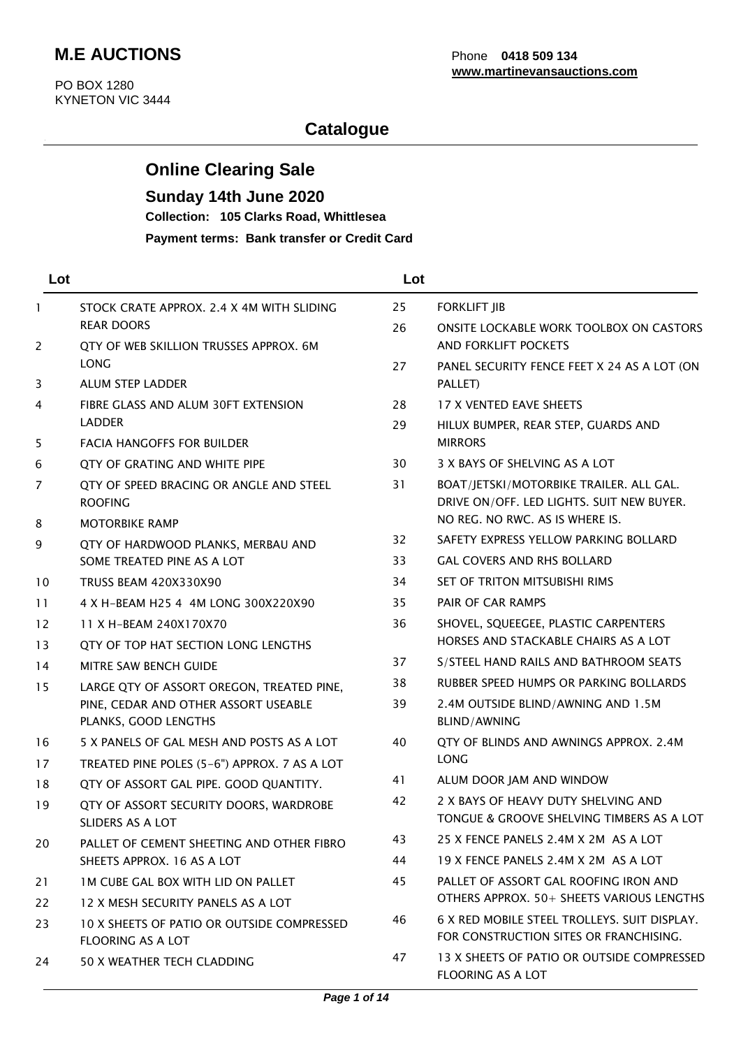# M.E AUCTIONS

PO BOX 1280
KYNETON VIC 3444

Phone **0418 509 134**
**www.martinevansauctions.com**

## Catalogue

## Online Clearing Sale

### Sunday 14th June 2020

**Collection: 105 Clarks Road, Whittlesea**

**Payment terms: Bank transfer or Credit Card**

| Lot | |
|---|---|
| 1 | STOCK CRATE APPROX. 2.4 X 4M WITH SLIDING REAR DOORS |
| 2 | QTY OF WEB SKILLION TRUSSES APPROX. 6M LONG |
| 3 | ALUM STEP LADDER |
| 4 | FIBRE GLASS AND ALUM 30FT EXTENSION LADDER |
| 5 | FACIA HANGOFFS FOR BUILDER |
| 6 | QTY OF GRATING AND WHITE PIPE |
| 7 | QTY OF SPEED BRACING OR ANGLE AND STEEL ROOFING |
| 8 | MOTORBIKE RAMP |
| 9 | QTY OF HARDWOOD PLANKS, MERBAU AND SOME TREATED PINE AS A LOT |
| 10 | TRUSS BEAM 420X330X90 |
| 11 | 4 X H-BEAM H25 4 4M LONG 300X220X90 |
| 12 | 11 X H-BEAM 240X170X70 |
| 13 | QTY OF TOP HAT SECTION LONG LENGTHS |
| 14 | MITRE SAW BENCH GUIDE |
| 15 | LARGE QTY OF ASSORT OREGON, TREATED PINE, PINE, CEDAR AND OTHER ASSORT USEABLE PLANKS, GOOD LENGTHS |
| 16 | 5 X PANELS OF GAL MESH AND POSTS AS A LOT |
| 17 | TREATED PINE POLES (5-6") APPROX. 7 AS A LOT |
| 18 | QTY OF ASSORT GAL PIPE. GOOD QUANTITY. |
| 19 | QTY OF ASSORT SECURITY DOORS, WARDROBE SLIDERS AS A LOT |
| 20 | PALLET OF CEMENT SHEETING AND OTHER FIBRO SHEETS APPROX. 16 AS A LOT |
| 21 | 1M CUBE GAL BOX WITH LID ON PALLET |
| 22 | 12 X MESH SECURITY PANELS AS A LOT |
| 23 | 10 X SHEETS OF PATIO OR OUTSIDE COMPRESSED FLOORING AS A LOT |
| 24 | 50 X WEATHER TECH CLADDING |
| 25 | FORKLIFT JIB |
| 26 | ONSITE LOCKABLE WORK TOOLBOX ON CASTORS AND FORKLIFT POCKETS |
| 27 | PANEL SECURITY FENCE FEET X 24 AS A LOT (ON PALLET) |
| 28 | 17 X VENTED EAVE SHEETS |
| 29 | HILUX BUMPER, REAR STEP, GUARDS AND MIRRORS |
| 30 | 3 X BAYS OF SHELVING AS A LOT |
| 31 | BOAT/JETSKI/MOTORBIKE TRAILER. ALL GAL. DRIVE ON/OFF. LED LIGHTS. SUIT NEW BUYER. NO REG. NO RWC. AS IS WHERE IS. |
| 32 | SAFETY EXPRESS YELLOW PARKING BOLLARD |
| 33 | GAL COVERS AND RHS BOLLARD |
| 34 | SET OF TRITON MITSUBISHI RIMS |
| 35 | PAIR OF CAR RAMPS |
| 36 | SHOVEL, SQUEEGEE, PLASTIC CARPENTERS HORSES AND STACKABLE CHAIRS AS A LOT |
| 37 | S/STEEL HAND RAILS AND BATHROOM SEATS |
| 38 | RUBBER SPEED HUMPS OR PARKING BOLLARDS |
| 39 | 2.4M OUTSIDE BLIND/AWNING AND 1.5M BLIND/AWNING |
| 40 | QTY OF BLINDS AND AWNINGS APPROX. 2.4M LONG |
| 41 | ALUM DOOR JAM AND WINDOW |
| 42 | 2 X BAYS OF HEAVY DUTY SHELVING AND TONGUE & GROOVE SHELVING TIMBERS AS A LOT |
| 43 | 25 X FENCE PANELS 2.4M X 2M AS A LOT |
| 44 | 19 X FENCE PANELS 2.4M X 2M AS A LOT |
| 45 | PALLET OF ASSORT GAL ROOFING IRON AND OTHERS APPROX. 50+ SHEETS VARIOUS LENGTHS |
| 46 | 6 X RED MOBILE STEEL TROLLEYS. SUIT DISPLAY. FOR CONSTRUCTION SITES OR FRANCHISING. |
| 47 | 13 X SHEETS OF PATIO OR OUTSIDE COMPRESSED FLOORING AS A LOT |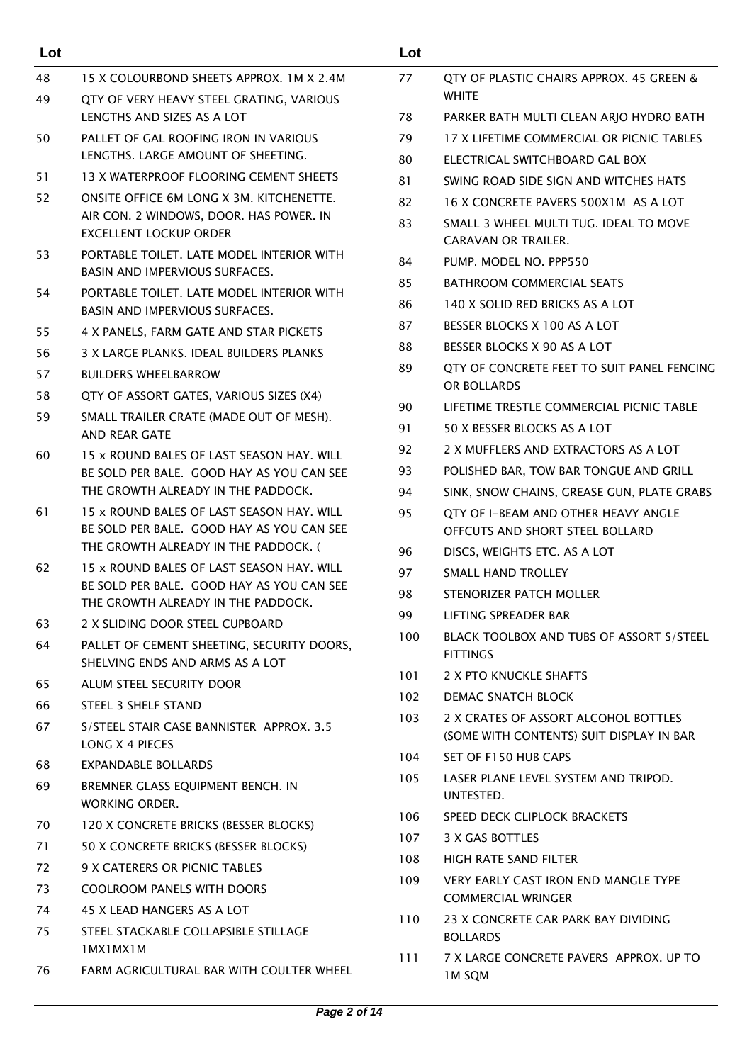| Lot | |
|---|---|
| 48 | 15 X COLOURBOND SHEETS APPROX. 1M X 2.4M |
| 49 | QTY OF VERY HEAVY STEEL GRATING, VARIOUS LENGTHS AND SIZES AS A LOT |
| 50 | PALLET OF GAL ROOFING IRON IN VARIOUS LENGTHS. LARGE AMOUNT OF SHEETING. |
| 51 | 13 X WATERPROOF FLOORING CEMENT SHEETS |
| 52 | ONSITE OFFICE 6M LONG X 3M. KITCHENETTE. AIR CON. 2 WINDOWS, DOOR. HAS POWER. IN EXCELLENT LOCKUP ORDER |
| 53 | PORTABLE TOILET. LATE MODEL INTERIOR WITH BASIN AND IMPERVIOUS SURFACES. |
| 54 | PORTABLE TOILET. LATE MODEL INTERIOR WITH BASIN AND IMPERVIOUS SURFACES. |
| 55 | 4 X PANELS, FARM GATE AND STAR PICKETS |
| 56 | 3 X LARGE PLANKS. IDEAL BUILDERS PLANKS |
| 57 | BUILDERS WHEELBARROW |
| 58 | QTY OF ASSORT GATES, VARIOUS SIZES (X4) |
| 59 | SMALL TRAILER CRATE (MADE OUT OF MESH). AND REAR GATE |
| 60 | 15 x ROUND BALES OF LAST SEASON HAY. WILL BE SOLD PER BALE. GOOD HAY AS YOU CAN SEE THE GROWTH ALREADY IN THE PADDOCK. |
| 61 | 15 x ROUND BALES OF LAST SEASON HAY. WILL BE SOLD PER BALE. GOOD HAY AS YOU CAN SEE THE GROWTH ALREADY IN THE PADDOCK. ( |
| 62 | 15 x ROUND BALES OF LAST SEASON HAY. WILL BE SOLD PER BALE. GOOD HAY AS YOU CAN SEE THE GROWTH ALREADY IN THE PADDOCK. |
| 63 | 2 X SLIDING DOOR STEEL CUPBOARD |
| 64 | PALLET OF CEMENT SHEETING, SECURITY DOORS, SHELVING ENDS AND ARMS AS A LOT |
| 65 | ALUM STEEL SECURITY DOOR |
| 66 | STEEL 3 SHELF STAND |
| 67 | S/STEEL STAIR CASE BANNISTER APPROX. 3.5 LONG X 4 PIECES |
| 68 | EXPANDABLE BOLLARDS |
| 69 | BREMNER GLASS EQUIPMENT BENCH. IN WORKING ORDER. |
| 70 | 120 X CONCRETE BRICKS (BESSER BLOCKS) |
| 71 | 50 X CONCRETE BRICKS (BESSER BLOCKS) |
| 72 | 9 X CATERERS OR PICNIC TABLES |
| 73 | COOLROOM PANELS WITH DOORS |
| 74 | 45 X LEAD HANGERS AS A LOT |
| 75 | STEEL STACKABLE COLLAPSIBLE STILLAGE 1MX1MX1M |
| 76 | FARM AGRICULTURAL BAR WITH COULTER WHEEL |
| 77 | QTY OF PLASTIC CHAIRS APPROX. 45 GREEN & WHITE |
| 78 | PARKER BATH MULTI CLEAN ARJO HYDRO BATH |
| 79 | 17 X LIFETIME COMMERCIAL OR PICNIC TABLES |
| 80 | ELECTRICAL SWITCHBOARD GAL BOX |
| 81 | SWING ROAD SIDE SIGN AND WITCHES HATS |
| 82 | 16 X CONCRETE PAVERS 500X1M AS A LOT |
| 83 | SMALL 3 WHEEL MULTI TUG. IDEAL TO MOVE CARAVAN OR TRAILER. |
| 84 | PUMP. MODEL NO. PPP550 |
| 85 | BATHROOM COMMERCIAL SEATS |
| 86 | 140 X SOLID RED BRICKS AS A LOT |
| 87 | BESSER BLOCKS X 100 AS A LOT |
| 88 | BESSER BLOCKS X 90 AS A LOT |
| 89 | QTY OF CONCRETE FEET TO SUIT PANEL FENCING OR BOLLARDS |
| 90 | LIFETIME TRESTLE COMMERCIAL PICNIC TABLE |
| 91 | 50 X BESSER BLOCKS AS A LOT |
| 92 | 2 X MUFFLERS AND EXTRACTORS AS A LOT |
| 93 | POLISHED BAR, TOW BAR TONGUE AND GRILL |
| 94 | SINK, SNOW CHAINS, GREASE GUN, PLATE GRABS |
| 95 | QTY OF I-BEAM AND OTHER HEAVY ANGLE OFFCUTS AND SHORT STEEL BOLLARD |
| 96 | DISCS, WEIGHTS ETC. AS A LOT |
| 97 | SMALL HAND TROLLEY |
| 98 | STENORIZER PATCH MOLLER |
| 99 | LIFTING SPREADER BAR |
| 100 | BLACK TOOLBOX AND TUBS OF ASSORT S/STEEL FITTINGS |
| 101 | 2 X PTO KNUCKLE SHAFTS |
| 102 | DEMAC SNATCH BLOCK |
| 103 | 2 X CRATES OF ASSORT ALCOHOL BOTTLES (SOME WITH CONTENTS) SUIT DISPLAY IN BAR |
| 104 | SET OF F150 HUB CAPS |
| 105 | LASER PLANE LEVEL SYSTEM AND TRIPOD. UNTESTED. |
| 106 | SPEED DECK CLIPLOCK BRACKETS |
| 107 | 3 X GAS BOTTLES |
| 108 | HIGH RATE SAND FILTER |
| 109 | VERY EARLY CAST IRON END MANGLE TYPE COMMERCIAL WRINGER |
| 110 | 23 X CONCRETE CAR PARK BAY DIVIDING BOLLARDS |
| 111 | 7 X LARGE CONCRETE PAVERS APPROX. UP TO 1M SQM |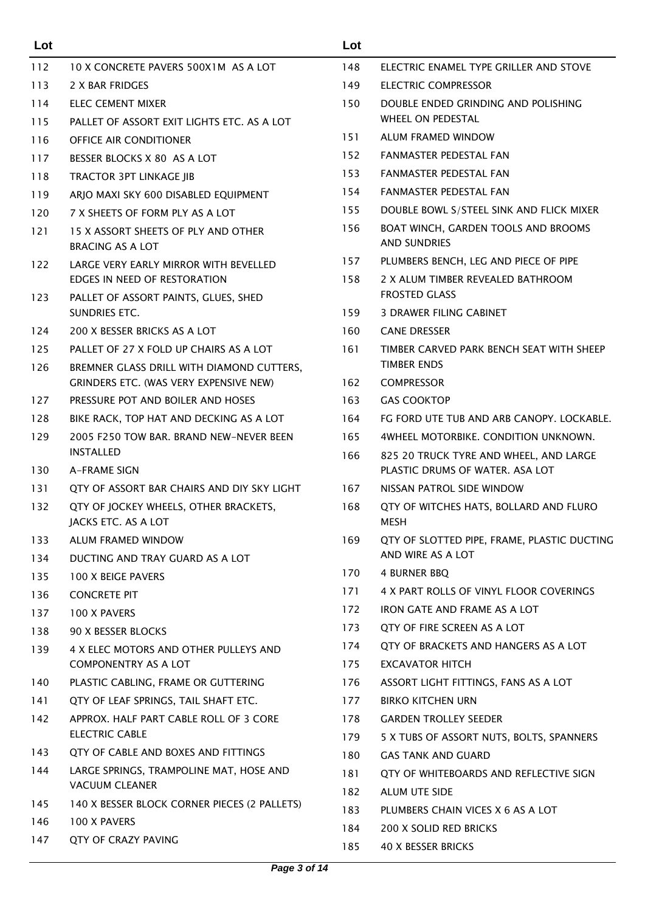| Lot | |
|---|---|
| 112 | 10 X CONCRETE PAVERS 500X1M AS A LOT |
| 113 | 2 X BAR FRIDGES |
| 114 | ELEC CEMENT MIXER |
| 115 | PALLET OF ASSORT EXIT LIGHTS ETC. AS A LOT |
| 116 | OFFICE AIR CONDITIONER |
| 117 | BESSER BLOCKS X 80 AS A LOT |
| 118 | TRACTOR 3PT LINKAGE JIB |
| 119 | ARJO MAXI SKY 600 DISABLED EQUIPMENT |
| 120 | 7 X SHEETS OF FORM PLY AS A LOT |
| 121 | 15 X ASSORT SHEETS OF PLY AND OTHER BRACING AS A LOT |
| 122 | LARGE VERY EARLY MIRROR WITH BEVELLED EDGES IN NEED OF RESTORATION |
| 123 | PALLET OF ASSORT PAINTS, GLUES, SHED SUNDRIES ETC. |
| 124 | 200 X BESSER BRICKS AS A LOT |
| 125 | PALLET OF 27 X FOLD UP CHAIRS AS A LOT |
| 126 | BREMNER GLASS DRILL WITH DIAMOND CUTTERS, GRINDERS ETC. (WAS VERY EXPENSIVE NEW) |
| 127 | PRESSURE POT AND BOILER AND HOSES |
| 128 | BIKE RACK, TOP HAT AND DECKING AS A LOT |
| 129 | 2005 F250 TOW BAR. BRAND NEW-NEVER BEEN INSTALLED |
| 130 | A-FRAME SIGN |
| 131 | QTY OF ASSORT BAR CHAIRS AND DIY SKY LIGHT |
| 132 | QTY OF JOCKEY WHEELS, OTHER BRACKETS, JACKS ETC. AS A LOT |
| 133 | ALUM FRAMED WINDOW |
| 134 | DUCTING AND TRAY GUARD AS A LOT |
| 135 | 100 X BEIGE PAVERS |
| 136 | CONCRETE PIT |
| 137 | 100 X PAVERS |
| 138 | 90 X BESSER BLOCKS |
| 139 | 4 X ELEC MOTORS AND OTHER PULLEYS AND COMPONENTRY AS A LOT |
| 140 | PLASTIC CABLING, FRAME OR GUTTERING |
| 141 | QTY OF LEAF SPRINGS, TAIL SHAFT ETC. |
| 142 | APPROX. HALF PART CABLE ROLL OF 3 CORE ELECTRIC CABLE |
| 143 | QTY OF CABLE AND BOXES AND FITTINGS |
| 144 | LARGE SPRINGS, TRAMPOLINE MAT, HOSE AND VACUUM CLEANER |
| 145 | 140 X BESSER BLOCK CORNER PIECES (2 PALLETS) |
| 146 | 100 X PAVERS |
| 147 | QTY OF CRAZY PAVING |
| 148 | ELECTRIC ENAMEL TYPE GRILLER AND STOVE |
| 149 | ELECTRIC COMPRESSOR |
| 150 | DOUBLE ENDED GRINDING AND POLISHING WHEEL ON PEDESTAL |
| 151 | ALUM FRAMED WINDOW |
| 152 | FANMASTER PEDESTAL FAN |
| 153 | FANMASTER PEDESTAL FAN |
| 154 | FANMASTER PEDESTAL FAN |
| 155 | DOUBLE BOWL S/STEEL SINK AND FLICK MIXER |
| 156 | BOAT WINCH, GARDEN TOOLS AND BROOMS AND SUNDRIES |
| 157 | PLUMBERS BENCH, LEG AND PIECE OF PIPE |
| 158 | 2 X ALUM TIMBER REVEALED BATHROOM FROSTED GLASS |
| 159 | 3 DRAWER FILING CABINET |
| 160 | CANE DRESSER |
| 161 | TIMBER CARVED PARK BENCH SEAT WITH SHEEP TIMBER ENDS |
| 162 | COMPRESSOR |
| 163 | GAS COOKTOP |
| 164 | FG FORD UTE TUB AND ARB CANOPY. LOCKABLE. |
| 165 | 4WHEEL MOTORBIKE. CONDITION UNKNOWN. |
| 166 | 825 20 TRUCK TYRE AND WHEEL, AND LARGE PLASTIC DRUMS OF WATER. ASA LOT |
| 167 | NISSAN PATROL SIDE WINDOW |
| 168 | QTY OF WITCHES HATS, BOLLARD AND FLURO MESH |
| 169 | QTY OF SLOTTED PIPE, FRAME, PLASTIC DUCTING AND WIRE AS A LOT |
| 170 | 4 BURNER BBQ |
| 171 | 4 X PART ROLLS OF VINYL FLOOR COVERINGS |
| 172 | IRON GATE AND FRAME AS A LOT |
| 173 | QTY OF FIRE SCREEN AS A LOT |
| 174 | QTY OF BRACKETS AND HANGERS AS A LOT |
| 175 | EXCAVATOR HITCH |
| 176 | ASSORT LIGHT FITTINGS, FANS AS A LOT |
| 177 | BIRKO KITCHEN URN |
| 178 | GARDEN TROLLEY SEEDER |
| 179 | 5 X TUBS OF ASSORT NUTS, BOLTS, SPANNERS |
| 180 | GAS TANK AND GUARD |
| 181 | QTY OF WHITEBOARDS AND REFLECTIVE SIGN |
| 182 | ALUM UTE SIDE |
| 183 | PLUMBERS CHAIN VICES X 6 AS A LOT |
| 184 | 200 X SOLID RED BRICKS |
| 185 | 40 X BESSER BRICKS |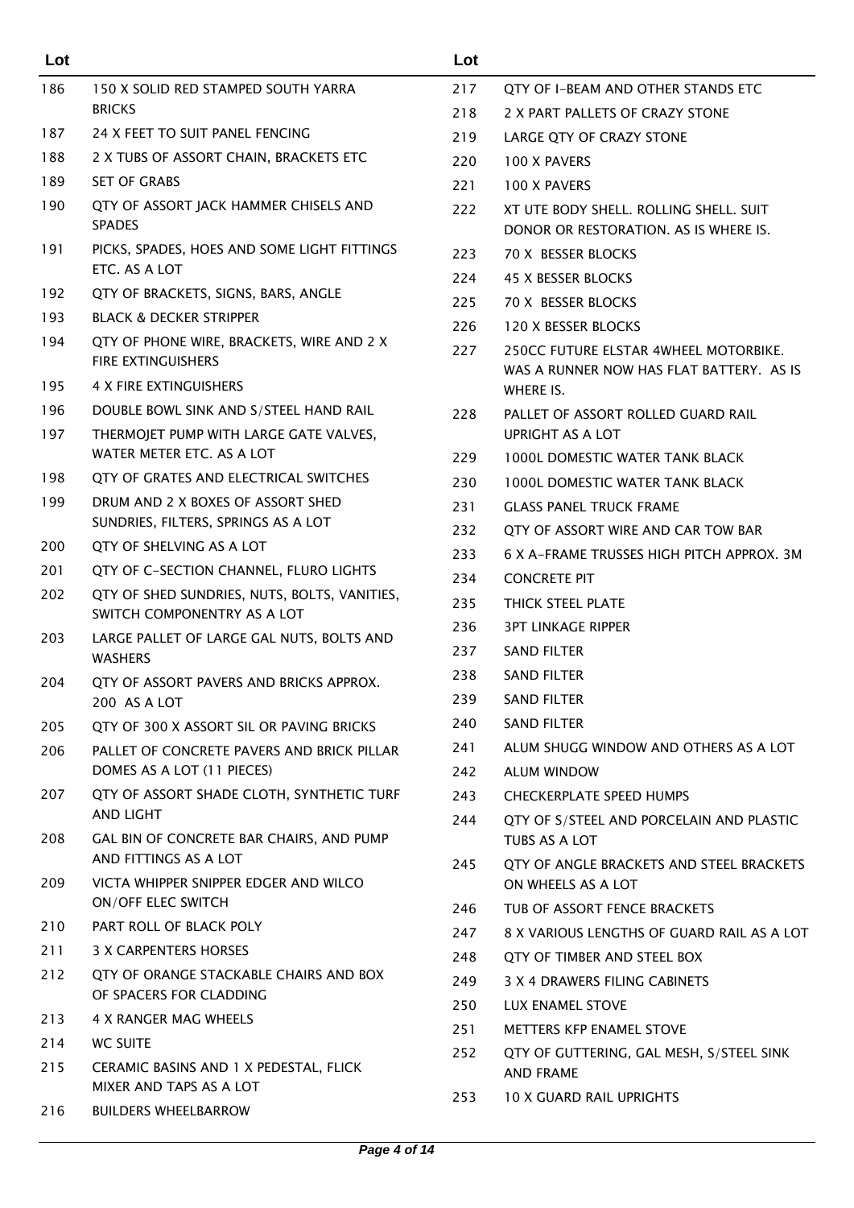| Lot | |
|---|---|
| 186 | 150 X SOLID RED STAMPED SOUTH YARRA BRICKS |
| 187 | 24 X FEET TO SUIT PANEL FENCING |
| 188 | 2 X TUBS OF ASSORT CHAIN, BRACKETS ETC |
| 189 | SET OF GRABS |
| 190 | QTY OF ASSORT JACK HAMMER CHISELS AND SPADES |
| 191 | PICKS, SPADES, HOES AND SOME LIGHT FITTINGS ETC. AS A LOT |
| 192 | QTY OF BRACKETS, SIGNS, BARS, ANGLE |
| 193 | BLACK & DECKER STRIPPER |
| 194 | QTY OF PHONE WIRE, BRACKETS, WIRE AND 2 X FIRE EXTINGUISHERS |
| 195 | 4 X FIRE EXTINGUISHERS |
| 196 | DOUBLE BOWL SINK AND S/STEEL HAND RAIL |
| 197 | THERMOJET PUMP WITH LARGE GATE VALVES, WATER METER ETC. AS A LOT |
| 198 | QTY OF GRATES AND ELECTRICAL SWITCHES |
| 199 | DRUM AND 2 X BOXES OF ASSORT SHED SUNDRIES, FILTERS, SPRINGS AS A LOT |
| 200 | QTY OF SHELVING AS A LOT |
| 201 | QTY OF C-SECTION CHANNEL, FLURO LIGHTS |
| 202 | QTY OF SHED SUNDRIES, NUTS, BOLTS, VANITIES, SWITCH COMPONENTRY AS A LOT |
| 203 | LARGE PALLET OF LARGE GAL NUTS, BOLTS AND WASHERS |
| 204 | QTY OF ASSORT PAVERS AND BRICKS APPROX. 200 AS A LOT |
| 205 | QTY OF 300 X ASSORT SIL OR PAVING BRICKS |
| 206 | PALLET OF CONCRETE PAVERS AND BRICK PILLAR DOMES AS A LOT (11 PIECES) |
| 207 | QTY OF ASSORT SHADE CLOTH, SYNTHETIC TURF AND LIGHT |
| 208 | GAL BIN OF CONCRETE BAR CHAIRS, AND PUMP AND FITTINGS AS A LOT |
| 209 | VICTA WHIPPER SNIPPER EDGER AND WILCO ON/OFF ELEC SWITCH |
| 210 | PART ROLL OF BLACK POLY |
| 211 | 3 X CARPENTERS HORSES |
| 212 | QTY OF ORANGE STACKABLE CHAIRS AND BOX OF SPACERS FOR CLADDING |
| 213 | 4 X RANGER MAG WHEELS |
| 214 | WC SUITE |
| 215 | CERAMIC BASINS AND 1 X PEDESTAL, FLICK MIXER AND TAPS AS A LOT |
| 216 | BUILDERS WHEELBARROW |
| 217 | QTY OF I-BEAM AND OTHER STANDS ETC |
| 218 | 2 X PART PALLETS OF CRAZY STONE |
| 219 | LARGE QTY OF CRAZY STONE |
| 220 | 100 X PAVERS |
| 221 | 100 X PAVERS |
| 222 | XT UTE BODY SHELL. ROLLING SHELL. SUIT DONOR OR RESTORATION. AS IS WHERE IS. |
| 223 | 70 X BESSER BLOCKS |
| 224 | 45 X BESSER BLOCKS |
| 225 | 70 X BESSER BLOCKS |
| 226 | 120 X BESSER BLOCKS |
| 227 | 250CC FUTURE ELSTAR 4WHEEL MOTORBIKE. WAS A RUNNER NOW HAS FLAT BATTERY. AS IS WHERE IS. |
| 228 | PALLET OF ASSORT ROLLED GUARD RAIL UPRIGHT AS A LOT |
| 229 | 1000L DOMESTIC WATER TANK BLACK |
| 230 | 1000L DOMESTIC WATER TANK BLACK |
| 231 | GLASS PANEL TRUCK FRAME |
| 232 | QTY OF ASSORT WIRE AND CAR TOW BAR |
| 233 | 6 X A-FRAME TRUSSES HIGH PITCH APPROX. 3M |
| 234 | CONCRETE PIT |
| 235 | THICK STEEL PLATE |
| 236 | 3PT LINKAGE RIPPER |
| 237 | SAND FILTER |
| 238 | SAND FILTER |
| 239 | SAND FILTER |
| 240 | SAND FILTER |
| 241 | ALUM SHUGG WINDOW AND OTHERS AS A LOT |
| 242 | ALUM WINDOW |
| 243 | CHECKERPLATE SPEED HUMPS |
| 244 | QTY OF S/STEEL AND PORCELAIN AND PLASTIC TUBS AS A LOT |
| 245 | QTY OF ANGLE BRACKETS AND STEEL BRACKETS ON WHEELS AS A LOT |
| 246 | TUB OF ASSORT FENCE BRACKETS |
| 247 | 8 X VARIOUS LENGTHS OF GUARD RAIL AS A LOT |
| 248 | QTY OF TIMBER AND STEEL BOX |
| 249 | 3 X 4 DRAWERS FILING CABINETS |
| 250 | LUX ENAMEL STOVE |
| 251 | METTERS KFP ENAMEL STOVE |
| 252 | QTY OF GUTTERING, GAL MESH, S/STEEL SINK AND FRAME |
| 253 | 10 X GUARD RAIL UPRIGHTS |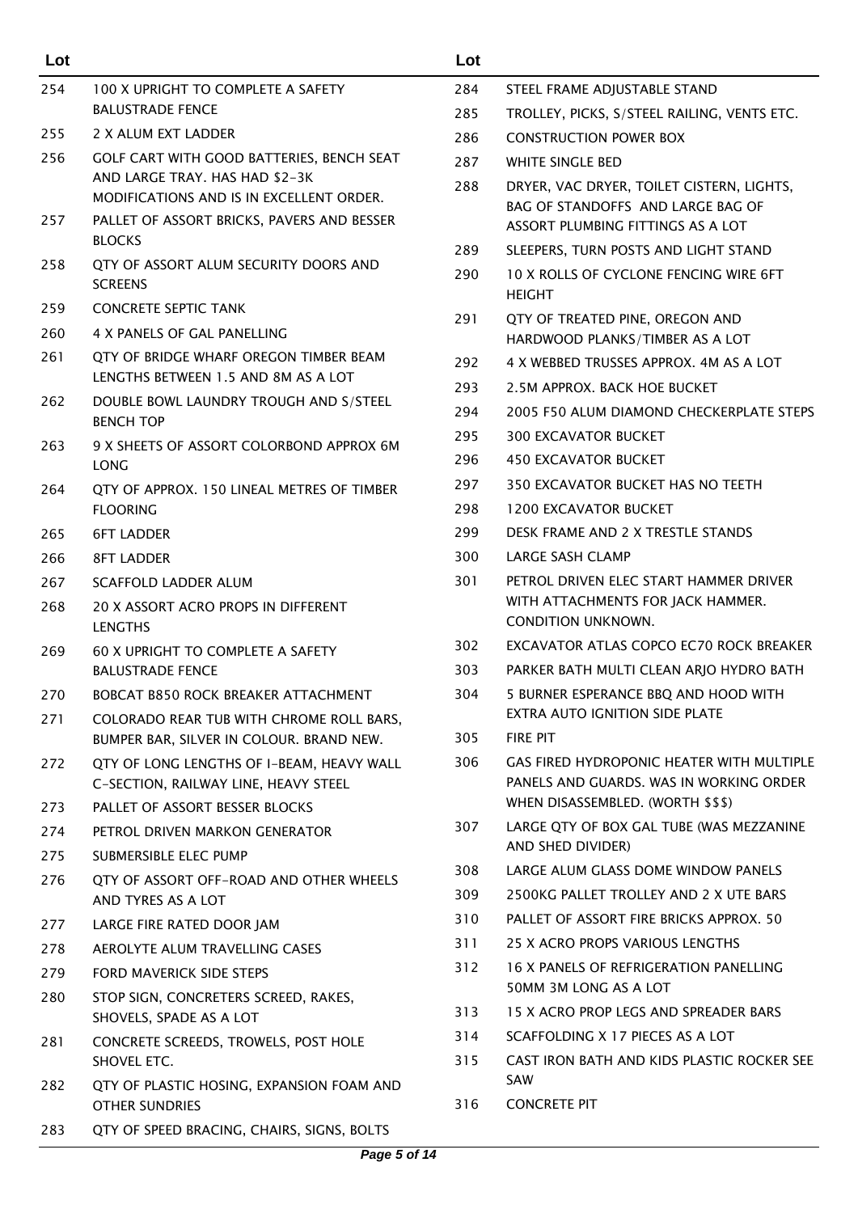| Lot | |
|---|---|
| 254 | 100 X UPRIGHT TO COMPLETE A SAFETY BALUSTRADE FENCE |
| 255 | 2 X ALUM EXT LADDER |
| 256 | GOLF CART WITH GOOD BATTERIES, BENCH SEAT AND LARGE TRAY. HAS HAD $2-3K MODIFICATIONS AND IS IN EXCELLENT ORDER. |
| 257 | PALLET OF ASSORT BRICKS, PAVERS AND BESSER BLOCKS |
| 258 | QTY OF ASSORT ALUM SECURITY DOORS AND SCREENS |
| 259 | CONCRETE SEPTIC TANK |
| 260 | 4 X PANELS OF GAL PANELLING |
| 261 | QTY OF BRIDGE WHARF OREGON TIMBER BEAM LENGTHS BETWEEN 1.5 AND 8M AS A LOT |
| 262 | DOUBLE BOWL LAUNDRY TROUGH AND S/STEEL BENCH TOP |
| 263 | 9 X SHEETS OF ASSORT COLORBOND APPROX 6M LONG |
| 264 | QTY OF APPROX. 150 LINEAL METRES OF TIMBER FLOORING |
| 265 | 6FT LADDER |
| 266 | 8FT LADDER |
| 267 | SCAFFOLD LADDER ALUM |
| 268 | 20 X ASSORT ACRO PROPS IN DIFFERENT LENGTHS |
| 269 | 60 X UPRIGHT TO COMPLETE A SAFETY BALUSTRADE FENCE |
| 270 | BOBCAT B850 ROCK BREAKER ATTACHMENT |
| 271 | COLORADO REAR TUB WITH CHROME ROLL BARS, BUMPER BAR, SILVER IN COLOUR. BRAND NEW. |
| 272 | QTY OF LONG LENGTHS OF I-BEAM, HEAVY WALL C-SECTION, RAILWAY LINE, HEAVY STEEL |
| 273 | PALLET OF ASSORT BESSER BLOCKS |
| 274 | PETROL DRIVEN MARKON GENERATOR |
| 275 | SUBMERSIBLE ELEC PUMP |
| 276 | QTY OF ASSORT OFF-ROAD AND OTHER WHEELS AND TYRES AS A LOT |
| 277 | LARGE FIRE RATED DOOR JAM |
| 278 | AEROLYTE ALUM TRAVELLING CASES |
| 279 | FORD MAVERICK SIDE STEPS |
| 280 | STOP SIGN, CONCRETERS SCREED, RAKES, SHOVELS, SPADE AS A LOT |
| 281 | CONCRETE SCREEDS, TROWELS, POST HOLE SHOVEL ETC. |
| 282 | QTY OF PLASTIC HOSING, EXPANSION FOAM AND OTHER SUNDRIES |
| 283 | QTY OF SPEED BRACING, CHAIRS, SIGNS, BOLTS |
| 284 | STEEL FRAME ADJUSTABLE STAND |
| 285 | TROLLEY, PICKS, S/STEEL RAILING, VENTS ETC. |
| 286 | CONSTRUCTION POWER BOX |
| 287 | WHITE SINGLE BED |
| 288 | DRYER, VAC DRYER, TOILET CISTERN, LIGHTS, BAG OF STANDOFFS AND LARGE BAG OF ASSORT PLUMBING FITTINGS AS A LOT |
| 289 | SLEEPERS, TURN POSTS AND LIGHT STAND |
| 290 | 10 X ROLLS OF CYCLONE FENCING WIRE 6FT HEIGHT |
| 291 | QTY OF TREATED PINE, OREGON AND HARDWOOD PLANKS/TIMBER AS A LOT |
| 292 | 4 X WEBBED TRUSSES APPROX. 4M AS A LOT |
| 293 | 2.5M APPROX. BACK HOE BUCKET |
| 294 | 2005 F50 ALUM DIAMOND CHECKERPLATE STEPS |
| 295 | 300 EXCAVATOR BUCKET |
| 296 | 450 EXCAVATOR BUCKET |
| 297 | 350 EXCAVATOR BUCKET HAS NO TEETH |
| 298 | 1200 EXCAVATOR BUCKET |
| 299 | DESK FRAME AND 2 X TRESTLE STANDS |
| 300 | LARGE SASH CLAMP |
| 301 | PETROL DRIVEN ELEC START HAMMER DRIVER WITH ATTACHMENTS FOR JACK HAMMER. CONDITION UNKNOWN. |
| 302 | EXCAVATOR ATLAS COPCO EC70 ROCK BREAKER |
| 303 | PARKER BATH MULTI CLEAN ARJO HYDRO BATH |
| 304 | 5 BURNER ESPERANCE BBQ AND HOOD WITH EXTRA AUTO IGNITION SIDE PLATE |
| 305 | FIRE PIT |
| 306 | GAS FIRED HYDROPONIC HEATER WITH MULTIPLE PANELS AND GUARDS. WAS IN WORKING ORDER WHEN DISASSEMBLED. (WORTH $$$) |
| 307 | LARGE QTY OF BOX GAL TUBE (WAS MEZZANINE AND SHED DIVIDER) |
| 308 | LARGE ALUM GLASS DOME WINDOW PANELS |
| 309 | 2500KG PALLET TROLLEY AND 2 X UTE BARS |
| 310 | PALLET OF ASSORT FIRE BRICKS APPROX. 50 |
| 311 | 25 X ACRO PROPS VARIOUS LENGTHS |
| 312 | 16 X PANELS OF REFRIGERATION PANELLING 50MM 3M LONG AS A LOT |
| 313 | 15 X ACRO PROP LEGS AND SPREADER BARS |
| 314 | SCAFFOLDING X 17 PIECES AS A LOT |
| 315 | CAST IRON BATH AND KIDS PLASTIC ROCKER SEE SAW |
| 316 | CONCRETE PIT |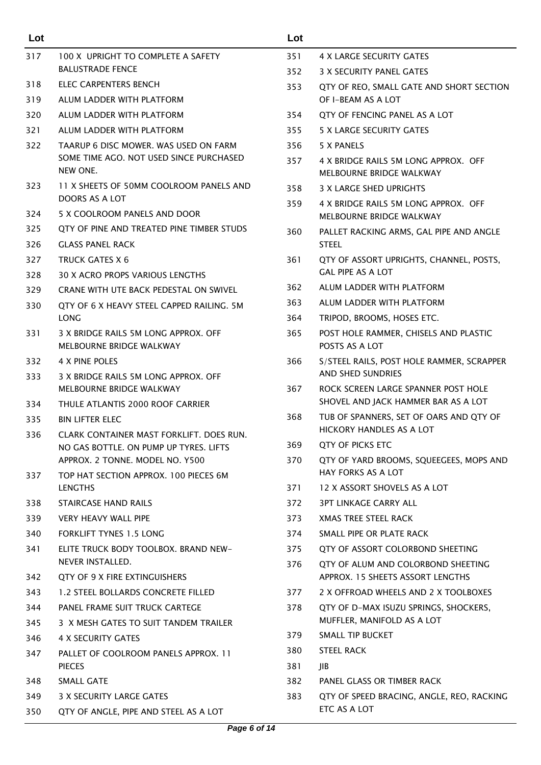| Lot | |
|---|---|
| 317 | 100 X UPRIGHT TO COMPLETE A SAFETY BALUSTRADE FENCE |
| 318 | ELEC CARPENTERS BENCH |
| 319 | ALUM LADDER WITH PLATFORM |
| 320 | ALUM LADDER WITH PLATFORM |
| 321 | ALUM LADDER WITH PLATFORM |
| 322 | TAARUP 6 DISC MOWER. WAS USED ON FARM SOME TIME AGO. NOT USED SINCE PURCHASED NEW ONE. |
| 323 | 11 X SHEETS OF 50MM COOLROOM PANELS AND DOORS AS A LOT |
| 324 | 5 X COOLROOM PANELS AND DOOR |
| 325 | QTY OF PINE AND TREATED PINE TIMBER STUDS |
| 326 | GLASS PANEL RACK |
| 327 | TRUCK GATES X 6 |
| 328 | 30 X ACRO PROPS VARIOUS LENGTHS |
| 329 | CRANE WITH UTE BACK PEDESTAL ON SWIVEL |
| 330 | QTY OF 6 X HEAVY STEEL CAPPED RAILING. 5M LONG |
| 331 | 3 X BRIDGE RAILS 5M LONG APPROX. OFF MELBOURNE BRIDGE WALKWAY |
| 332 | 4 X PINE POLES |
| 333 | 3 X BRIDGE RAILS 5M LONG APPROX. OFF MELBOURNE BRIDGE WALKWAY |
| 334 | THULE ATLANTIS 2000 ROOF CARRIER |
| 335 | BIN LIFTER ELEC |
| 336 | CLARK CONTAINER MAST FORKLIFT. DOES RUN. NO GAS BOTTLE. ON PUMP UP TYRES. LIFTS APPROX. 2 TONNE. MODEL NO. Y500 |
| 337 | TOP HAT SECTION APPROX. 100 PIECES 6M LENGTHS |
| 338 | STAIRCASE HAND RAILS |
| 339 | VERY HEAVY WALL PIPE |
| 340 | FORKLIFT TYNES 1.5 LONG |
| 341 | ELITE TRUCK BODY TOOLBOX. BRAND NEW- NEVER INSTALLED. |
| 342 | QTY OF 9 X FIRE EXTINGUISHERS |
| 343 | 1.2 STEEL BOLLARDS CONCRETE FILLED |
| 344 | PANEL FRAME SUIT TRUCK CARTEGE |
| 345 | 3 X MESH GATES TO SUIT TANDEM TRAILER |
| 346 | 4 X SECURITY GATES |
| 347 | PALLET OF COOLROOM PANELS APPROX. 11 PIECES |
| 348 | SMALL GATE |
| 349 | 3 X SECURITY LARGE GATES |
| 350 | QTY OF ANGLE, PIPE AND STEEL AS A LOT |
| 351 | 4 X LARGE SECURITY GATES |
| 352 | 3 X SECURITY PANEL GATES |
| 353 | QTY OF REO, SMALL GATE AND SHORT SECTION OF I-BEAM AS A LOT |
| 354 | QTY OF FENCING PANEL AS A LOT |
| 355 | 5 X LARGE SECURITY GATES |
| 356 | 5 X PANELS |
| 357 | 4 X BRIDGE RAILS 5M LONG APPROX. OFF MELBOURNE BRIDGE WALKWAY |
| 358 | 3 X LARGE SHED UPRIGHTS |
| 359 | 4 X BRIDGE RAILS 5M LONG APPROX. OFF MELBOURNE BRIDGE WALKWAY |
| 360 | PALLET RACKING ARMS, GAL PIPE AND ANGLE STEEL |
| 361 | QTY OF ASSORT UPRIGHTS, CHANNEL, POSTS, GAL PIPE AS A LOT |
| 362 | ALUM LADDER WITH PLATFORM |
| 363 | ALUM LADDER WITH PLATFORM |
| 364 | TRIPOD, BROOMS, HOSES ETC. |
| 365 | POST HOLE RAMMER, CHISELS AND PLASTIC POSTS AS A LOT |
| 366 | S/STEEL RAILS, POST HOLE RAMMER, SCRAPPER AND SHED SUNDRIES |
| 367 | ROCK SCREEN LARGE SPANNER POST HOLE SHOVEL AND JACK HAMMER BAR AS A LOT |
| 368 | TUB OF SPANNERS, SET OF OARS AND QTY OF HICKORY HANDLES AS A LOT |
| 369 | QTY OF PICKS ETC |
| 370 | QTY OF YARD BROOMS, SQUEEGEES, MOPS AND HAY FORKS AS A LOT |
| 371 | 12 X ASSORT SHOVELS AS A LOT |
| 372 | 3PT LINKAGE CARRY ALL |
| 373 | XMAS TREE STEEL RACK |
| 374 | SMALL PIPE OR PLATE RACK |
| 375 | QTY OF ASSORT COLORBOND SHEETING |
| 376 | QTY OF ALUM AND COLORBOND SHEETING APPROX. 15 SHEETS ASSORT LENGTHS |
| 377 | 2 X OFFROAD WHEELS AND 2 X TOOLBOXES |
| 378 | QTY OF D-MAX ISUZU SPRINGS, SHOCKERS, MUFFLER, MANIFOLD AS A LOT |
| 379 | SMALL TIP BUCKET |
| 380 | STEEL RACK |
| 381 | JIB |
| 382 | PANEL GLASS OR TIMBER RACK |
| 383 | QTY OF SPEED BRACING, ANGLE, REO, RACKING ETC AS A LOT |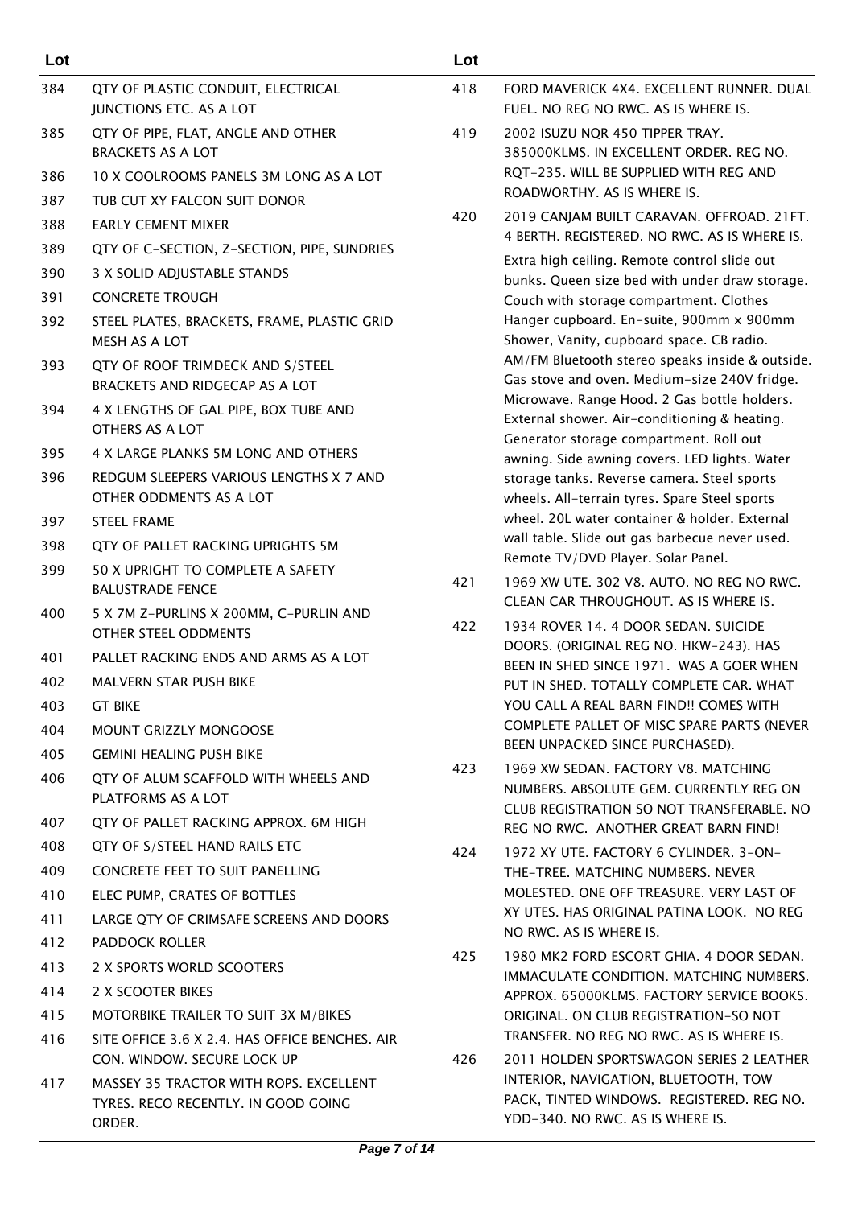| Lot | |
|---|---|
| 384 | QTY OF PLASTIC CONDUIT, ELECTRICAL JUNCTIONS ETC. AS A LOT |
| 385 | QTY OF PIPE, FLAT, ANGLE AND OTHER BRACKETS AS A LOT |
| 386 | 10 X COOLROOMS PANELS 3M LONG AS A LOT |
| 387 | TUB CUT XY FALCON SUIT DONOR |
| 388 | EARLY CEMENT MIXER |
| 389 | QTY OF C-SECTION, Z-SECTION, PIPE, SUNDRIES |
| 390 | 3 X SOLID ADJUSTABLE STANDS |
| 391 | CONCRETE TROUGH |
| 392 | STEEL PLATES, BRACKETS, FRAME, PLASTIC GRID MESH AS A LOT |
| 393 | QTY OF ROOF TRIMDECK AND S/STEEL BRACKETS AND RIDGECAP AS A LOT |
| 394 | 4 X LENGTHS OF GAL PIPE, BOX TUBE AND OTHERS AS A LOT |
| 395 | 4 X LARGE PLANKS 5M LONG AND OTHERS |
| 396 | REDGUM SLEEPERS VARIOUS LENGTHS X 7 AND OTHER ODDMENTS AS A LOT |
| 397 | STEEL FRAME |
| 398 | QTY OF PALLET RACKING UPRIGHTS 5M |
| 399 | 50 X UPRIGHT TO COMPLETE A SAFETY BALUSTRADE FENCE |
| 400 | 5 X 7M Z-PURLINS X 200MM, C-PURLIN AND OTHER STEEL ODDMENTS |
| 401 | PALLET RACKING ENDS AND ARMS AS A LOT |
| 402 | MALVERN STAR PUSH BIKE |
| 403 | GT BIKE |
| 404 | MOUNT GRIZZLY MONGOOSE |
| 405 | GEMINI HEALING PUSH BIKE |
| 406 | QTY OF ALUM SCAFFOLD WITH WHEELS AND PLATFORMS AS A LOT |
| 407 | QTY OF PALLET RACKING APPROX. 6M HIGH |
| 408 | QTY OF S/STEEL HAND RAILS ETC |
| 409 | CONCRETE FEET TO SUIT PANELLING |
| 410 | ELEC PUMP, CRATES OF BOTTLES |
| 411 | LARGE QTY OF CRIMSAFE SCREENS AND DOORS |
| 412 | PADDOCK ROLLER |
| 413 | 2 X SPORTS WORLD SCOOTERS |
| 414 | 2 X SCOOTER BIKES |
| 415 | MOTORBIKE TRAILER TO SUIT 3X M/BIKES |
| 416 | SITE OFFICE 3.6 X 2.4. HAS OFFICE BENCHES. AIR CON. WINDOW. SECURE LOCK UP |
| 417 | MASSEY 35 TRACTOR WITH ROPS. EXCELLENT TYRES. RECO RECENTLY. IN GOOD GOING ORDER. |
| 418 | FORD MAVERICK 4X4. EXCELLENT RUNNER. DUAL FUEL. NO REG NO RWC. AS IS WHERE IS. |
| 419 | 2002 ISUZU NQR 450 TIPPER TRAY. 385000KLMS. IN EXCELLENT ORDER. REG NO. RQT-235. WILL BE SUPPLIED WITH REG AND ROADWORTHY. AS IS WHERE IS. |
| 420 | 2019 CANJAM BUILT CARAVAN. OFFROAD. 21FT. 4 BERTH. REGISTERED. NO RWC. AS IS WHERE IS. Extra high ceiling. Remote control slide out bunks. Queen size bed with under draw storage. Couch with storage compartment. Clothes Hanger cupboard. En-suite, 900mm x 900mm Shower, Vanity, cupboard space. CB radio. AM/FM Bluetooth stereo speaks inside & outside. Gas stove and oven. Medium-size 240V fridge. Microwave. Range Hood. 2 Gas bottle holders. External shower. Air-conditioning & heating. Generator storage compartment. Roll out awning. Side awning covers. LED lights. Water storage tanks. Reverse camera. Steel sports wheels. All-terrain tyres. Spare Steel sports wheel. 20L water container & holder. External wall table. Slide out gas barbecue never used. Remote TV/DVD Player. Solar Panel. |
| 421 | 1969 XW UTE. 302 V8. AUTO. NO REG NO RWC. CLEAN CAR THROUGHOUT. AS IS WHERE IS. |
| 422 | 1934 ROVER 14. 4 DOOR SEDAN. SUICIDE DOORS. (ORIGINAL REG NO. HKW-243). HAS BEEN IN SHED SINCE 1971. WAS A GOER WHEN PUT IN SHED. TOTALLY COMPLETE CAR. WHAT YOU CALL A REAL BARN FIND!! COMES WITH COMPLETE PALLET OF MISC SPARE PARTS (NEVER BEEN UNPACKED SINCE PURCHASED). |
| 423 | 1969 XW SEDAN. FACTORY V8. MATCHING NUMBERS. ABSOLUTE GEM. CURRENTLY REG ON CLUB REGISTRATION SO NOT TRANSFERABLE. NO REG NO RWC. ANOTHER GREAT BARN FIND! |
| 424 | 1972 XY UTE. FACTORY 6 CYLINDER. 3-ON-THE-TREE. MATCHING NUMBERS. NEVER MOLESTED. ONE OFF TREASURE. VERY LAST OF XY UTES. HAS ORIGINAL PATINA LOOK. NO REG NO RWC. AS IS WHERE IS. |
| 425 | 1980 MK2 FORD ESCORT GHIA. 4 DOOR SEDAN. IMMACULATE CONDITION. MATCHING NUMBERS. APPROX. 65000KLMS. FACTORY SERVICE BOOKS. ORIGINAL. ON CLUB REGISTRATION-SO NOT TRANSFER. NO REG NO RWC. AS IS WHERE IS. |
| 426 | 2011 HOLDEN SPORTSWAGON SERIES 2 LEATHER INTERIOR, NAVIGATION, BLUETOOTH, TOW PACK, TINTED WINDOWS. REGISTERED. REG NO. YDD-340. NO RWC. AS IS WHERE IS. |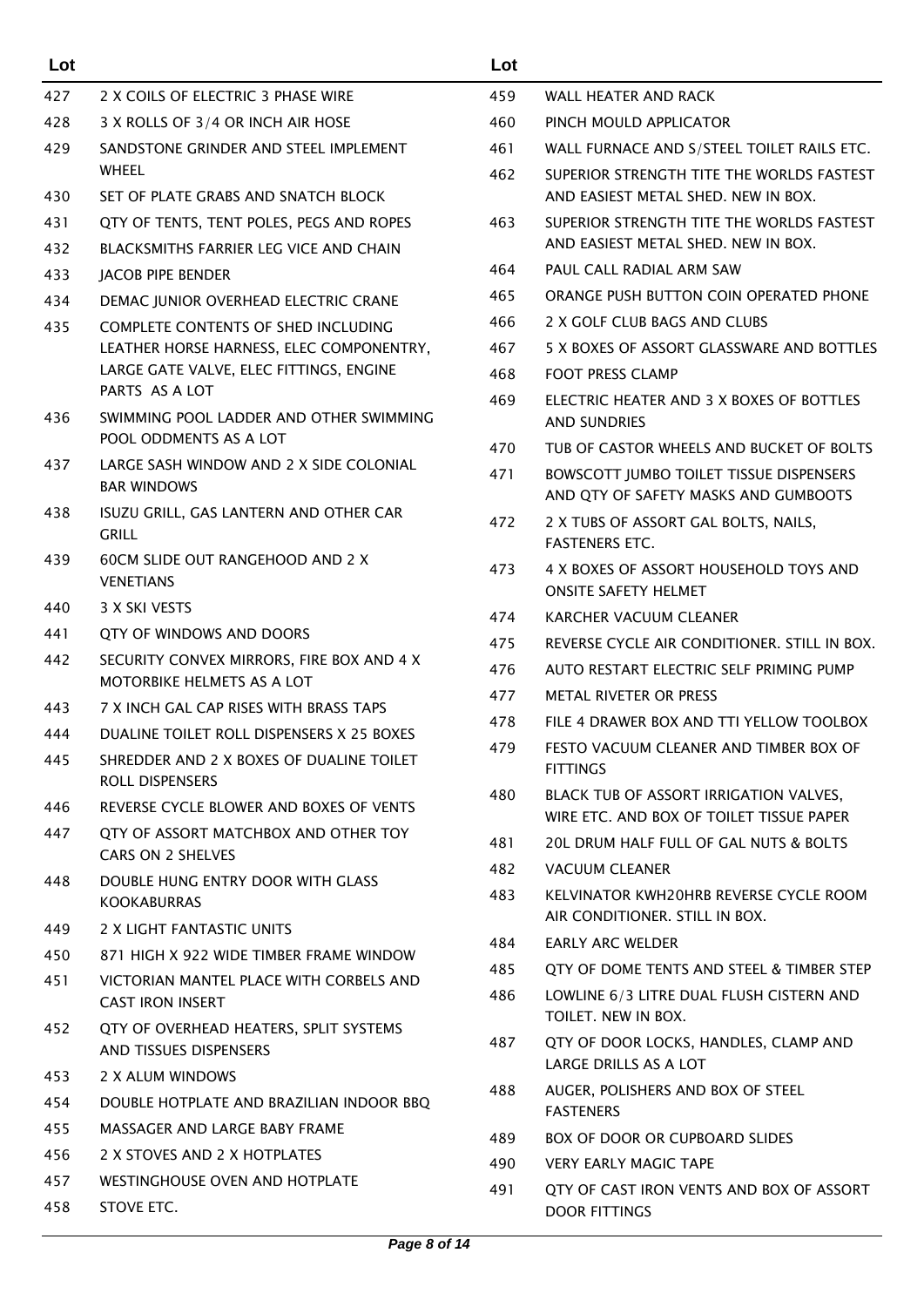| Lot | |
|---|---|
| 427 | 2 X COILS OF ELECTRIC 3 PHASE WIRE |
| 428 | 3 X ROLLS OF 3/4 OR INCH AIR HOSE |
| 429 | SANDSTONE GRINDER AND STEEL IMPLEMENT WHEEL |
| 430 | SET OF PLATE GRABS AND SNATCH BLOCK |
| 431 | QTY OF TENTS, TENT POLES, PEGS AND ROPES |
| 432 | BLACKSMITHS FARRIER LEG VICE AND CHAIN |
| 433 | JACOB PIPE BENDER |
| 434 | DEMAC JUNIOR OVERHEAD ELECTRIC CRANE |
| 435 | COMPLETE CONTENTS OF SHED INCLUDING LEATHER HORSE HARNESS, ELEC COMPONENTRY, LARGE GATE VALVE, ELEC FITTINGS, ENGINE PARTS AS A LOT |
| 436 | SWIMMING POOL LADDER AND OTHER SWIMMING POOL ODDMENTS AS A LOT |
| 437 | LARGE SASH WINDOW AND 2 X SIDE COLONIAL BAR WINDOWS |
| 438 | ISUZU GRILL, GAS LANTERN AND OTHER CAR GRILL |
| 439 | 60CM SLIDE OUT RANGEHOOD AND 2 X VENETIANS |
| 440 | 3 X SKI VESTS |
| 441 | QTY OF WINDOWS AND DOORS |
| 442 | SECURITY CONVEX MIRRORS, FIRE BOX AND 4 X MOTORBIKE HELMETS AS A LOT |
| 443 | 7 X INCH GAL CAP RISES WITH BRASS TAPS |
| 444 | DUALINE TOILET ROLL DISPENSERS X 25 BOXES |
| 445 | SHREDDER AND 2 X BOXES OF DUALINE TOILET ROLL DISPENSERS |
| 446 | REVERSE CYCLE BLOWER AND BOXES OF VENTS |
| 447 | QTY OF ASSORT MATCHBOX AND OTHER TOY CARS ON 2 SHELVES |
| 448 | DOUBLE HUNG ENTRY DOOR WITH GLASS KOOKABURRAS |
| 449 | 2 X LIGHT FANTASTIC UNITS |
| 450 | 871 HIGH X 922 WIDE TIMBER FRAME WINDOW |
| 451 | VICTORIAN MANTEL PLACE WITH CORBELS AND CAST IRON INSERT |
| 452 | QTY OF OVERHEAD HEATERS, SPLIT SYSTEMS AND TISSUES DISPENSERS |
| 453 | 2 X ALUM WINDOWS |
| 454 | DOUBLE HOTPLATE AND BRAZILIAN INDOOR BBQ |
| 455 | MASSAGER AND LARGE BABY FRAME |
| 456 | 2 X STOVES AND 2 X HOTPLATES |
| 457 | WESTINGHOUSE OVEN AND HOTPLATE |
| 458 | STOVE ETC. |
| 459 | WALL HEATER AND RACK |
| 460 | PINCH MOULD APPLICATOR |
| 461 | WALL FURNACE AND S/STEEL TOILET RAILS ETC. |
| 462 | SUPERIOR STRENGTH TITE THE WORLDS FASTEST AND EASIEST METAL SHED. NEW IN BOX. |
| 463 | SUPERIOR STRENGTH TITE THE WORLDS FASTEST AND EASIEST METAL SHED. NEW IN BOX. |
| 464 | PAUL CALL RADIAL ARM SAW |
| 465 | ORANGE PUSH BUTTON COIN OPERATED PHONE |
| 466 | 2 X GOLF CLUB BAGS AND CLUBS |
| 467 | 5 X BOXES OF ASSORT GLASSWARE AND BOTTLES |
| 468 | FOOT PRESS CLAMP |
| 469 | ELECTRIC HEATER AND 3 X BOXES OF BOTTLES AND SUNDRIES |
| 470 | TUB OF CASTOR WHEELS AND BUCKET OF BOLTS |
| 471 | BOWSCOTT JUMBO TOILET TISSUE DISPENSERS AND QTY OF SAFETY MASKS AND GUMBOOTS |
| 472 | 2 X TUBS OF ASSORT GAL BOLTS, NAILS, FASTENERS ETC. |
| 473 | 4 X BOXES OF ASSORT HOUSEHOLD TOYS AND ONSITE SAFETY HELMET |
| 474 | KARCHER VACUUM CLEANER |
| 475 | REVERSE CYCLE AIR CONDITIONER. STILL IN BOX. |
| 476 | AUTO RESTART ELECTRIC SELF PRIMING PUMP |
| 477 | METAL RIVETER OR PRESS |
| 478 | FILE 4 DRAWER BOX AND TTI YELLOW TOOLBOX |
| 479 | FESTO VACUUM CLEANER AND TIMBER BOX OF FITTINGS |
| 480 | BLACK TUB OF ASSORT IRRIGATION VALVES, WIRE ETC. AND BOX OF TOILET TISSUE PAPER |
| 481 | 20L DRUM HALF FULL OF GAL NUTS & BOLTS |
| 482 | VACUUM CLEANER |
| 483 | KELVINATOR KWH20HRB REVERSE CYCLE ROOM AIR CONDITIONER. STILL IN BOX. |
| 484 | EARLY ARC WELDER |
| 485 | QTY OF DOME TENTS AND STEEL & TIMBER STEP |
| 486 | LOWLINE 6/3 LITRE DUAL FLUSH CISTERN AND TOILET. NEW IN BOX. |
| 487 | QTY OF DOOR LOCKS, HANDLES, CLAMP AND LARGE DRILLS AS A LOT |
| 488 | AUGER, POLISHERS AND BOX OF STEEL FASTENERS |
| 489 | BOX OF DOOR OR CUPBOARD SLIDES |
| 490 | VERY EARLY MAGIC TAPE |
| 491 | QTY OF CAST IRON VENTS AND BOX OF ASSORT DOOR FITTINGS |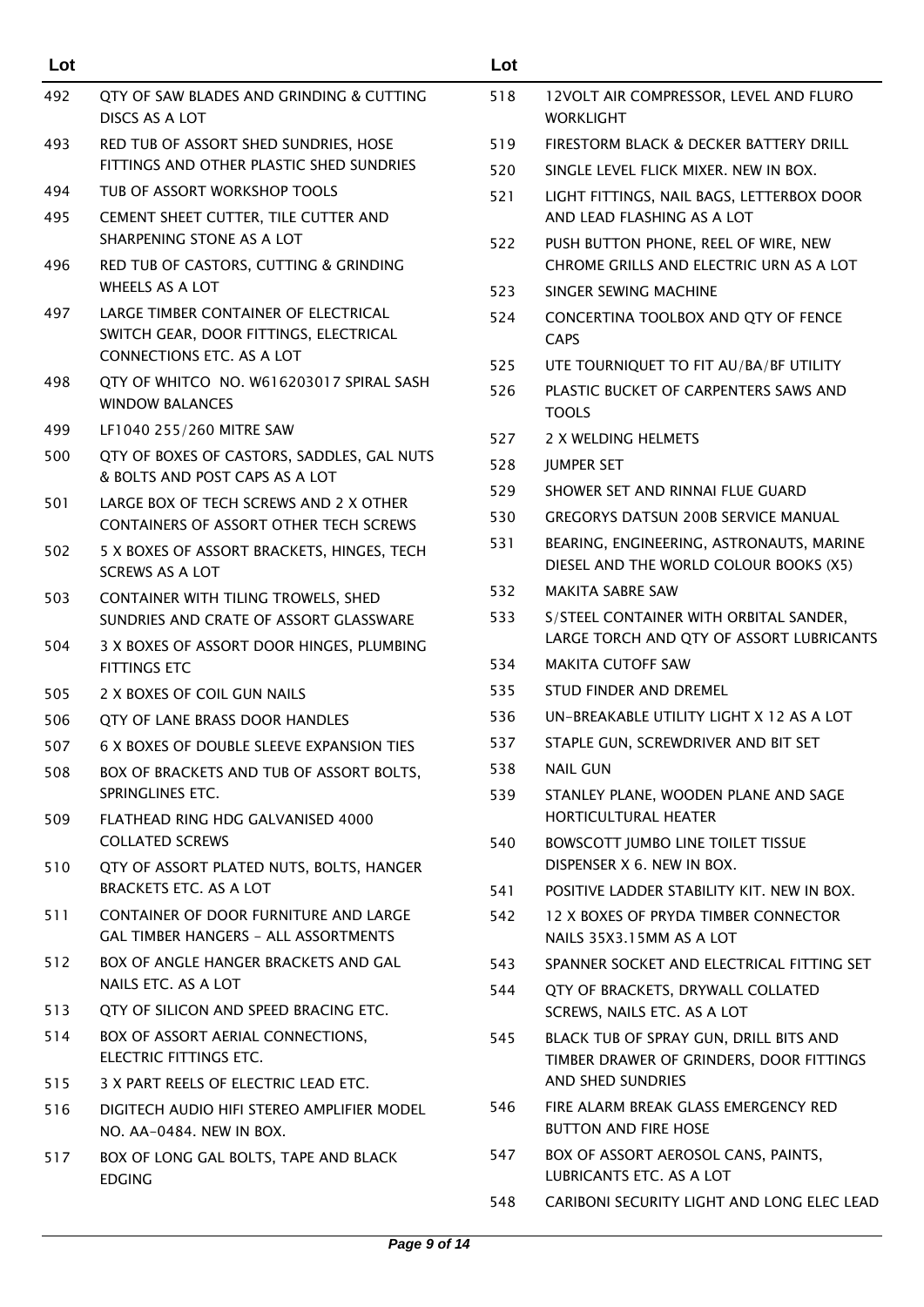| Lot | |
|---|---|
| 492 | QTY OF SAW BLADES AND GRINDING & CUTTING DISCS AS A LOT |
| 493 | RED TUB OF ASSORT SHED SUNDRIES, HOSE FITTINGS AND OTHER PLASTIC SHED SUNDRIES |
| 494 | TUB OF ASSORT WORKSHOP TOOLS |
| 495 | CEMENT SHEET CUTTER, TILE CUTTER AND SHARPENING STONE AS A LOT |
| 496 | RED TUB OF CASTORS, CUTTING & GRINDING WHEELS AS A LOT |
| 497 | LARGE TIMBER CONTAINER OF ELECTRICAL SWITCH GEAR, DOOR FITTINGS, ELECTRICAL CONNECTIONS ETC. AS A LOT |
| 498 | QTY OF WHITCO NO. W616203017 SPIRAL SASH WINDOW BALANCES |
| 499 | LF1040 255/260 MITRE SAW |
| 500 | QTY OF BOXES OF CASTORS, SADDLES, GAL NUTS & BOLTS AND POST CAPS AS A LOT |
| 501 | LARGE BOX OF TECH SCREWS AND 2 X OTHER CONTAINERS OF ASSORT OTHER TECH SCREWS |
| 502 | 5 X BOXES OF ASSORT BRACKETS, HINGES, TECH SCREWS AS A LOT |
| 503 | CONTAINER WITH TILING TROWELS, SHED SUNDRIES AND CRATE OF ASSORT GLASSWARE |
| 504 | 3 X BOXES OF ASSORT DOOR HINGES, PLUMBING FITTINGS ETC |
| 505 | 2 X BOXES OF COIL GUN NAILS |
| 506 | QTY OF LANE BRASS DOOR HANDLES |
| 507 | 6 X BOXES OF DOUBLE SLEEVE EXPANSION TIES |
| 508 | BOX OF BRACKETS AND TUB OF ASSORT BOLTS, SPRINGLINES ETC. |
| 509 | FLATHEAD RING HDG GALVANISED 4000 COLLATED SCREWS |
| 510 | QTY OF ASSORT PLATED NUTS, BOLTS, HANGER BRACKETS ETC. AS A LOT |
| 511 | CONTAINER OF DOOR FURNITURE AND LARGE GAL TIMBER HANGERS - ALL ASSORTMENTS |
| 512 | BOX OF ANGLE HANGER BRACKETS AND GAL NAILS ETC. AS A LOT |
| 513 | QTY OF SILICON AND SPEED BRACING ETC. |
| 514 | BOX OF ASSORT AERIAL CONNECTIONS, ELECTRIC FITTINGS ETC. |
| 515 | 3 X PART REELS OF ELECTRIC LEAD ETC. |
| 516 | DIGITECH AUDIO HIFI STEREO AMPLIFIER MODEL NO. AA-0484. NEW IN BOX. |
| 517 | BOX OF LONG GAL BOLTS, TAPE AND BLACK EDGING |
| 518 | 12VOLT AIR COMPRESSOR, LEVEL AND FLURO WORKLIGHT |
| 519 | FIRESTORM BLACK & DECKER BATTERY DRILL |
| 520 | SINGLE LEVEL FLICK MIXER. NEW IN BOX. |
| 521 | LIGHT FITTINGS, NAIL BAGS, LETTERBOX DOOR AND LEAD FLASHING AS A LOT |
| 522 | PUSH BUTTON PHONE, REEL OF WIRE, NEW CHROME GRILLS AND ELECTRIC URN AS A LOT |
| 523 | SINGER SEWING MACHINE |
| 524 | CONCERTINA TOOLBOX AND QTY OF FENCE CAPS |
| 525 | UTE TOURNIQUET TO FIT AU/BA/BF UTILITY |
| 526 | PLASTIC BUCKET OF CARPENTERS SAWS AND TOOLS |
| 527 | 2 X WELDING HELMETS |
| 528 | JUMPER SET |
| 529 | SHOWER SET AND RINNAI FLUE GUARD |
| 530 | GREGORYS DATSUN 200B SERVICE MANUAL |
| 531 | BEARING, ENGINEERING, ASTRONAUTS, MARINE DIESEL AND THE WORLD COLOUR BOOKS (X5) |
| 532 | MAKITA SABRE SAW |
| 533 | S/STEEL CONTAINER WITH ORBITAL SANDER, LARGE TORCH AND QTY OF ASSORT LUBRICANTS |
| 534 | MAKITA CUTOFF SAW |
| 535 | STUD FINDER AND DREMEL |
| 536 | UN-BREAKABLE UTILITY LIGHT X 12 AS A LOT |
| 537 | STAPLE GUN, SCREWDRIVER AND BIT SET |
| 538 | NAIL GUN |
| 539 | STANLEY PLANE, WOODEN PLANE AND SAGE HORTICULTURAL HEATER |
| 540 | BOWSCOTT JUMBO LINE TOILET TISSUE DISPENSER X 6. NEW IN BOX. |
| 541 | POSITIVE LADDER STABILITY KIT. NEW IN BOX. |
| 542 | 12 X BOXES OF PRYDA TIMBER CONNECTOR NAILS 35X3.15MM AS A LOT |
| 543 | SPANNER SOCKET AND ELECTRICAL FITTING SET |
| 544 | QTY OF BRACKETS, DRYWALL COLLATED SCREWS, NAILS ETC. AS A LOT |
| 545 | BLACK TUB OF SPRAY GUN, DRILL BITS AND TIMBER DRAWER OF GRINDERS, DOOR FITTINGS AND SHED SUNDRIES |
| 546 | FIRE ALARM BREAK GLASS EMERGENCY RED BUTTON AND FIRE HOSE |
| 547 | BOX OF ASSORT AEROSOL CANS, PAINTS, LUBRICANTS ETC. AS A LOT |
| 548 | CARIBONI SECURITY LIGHT AND LONG ELEC LEAD |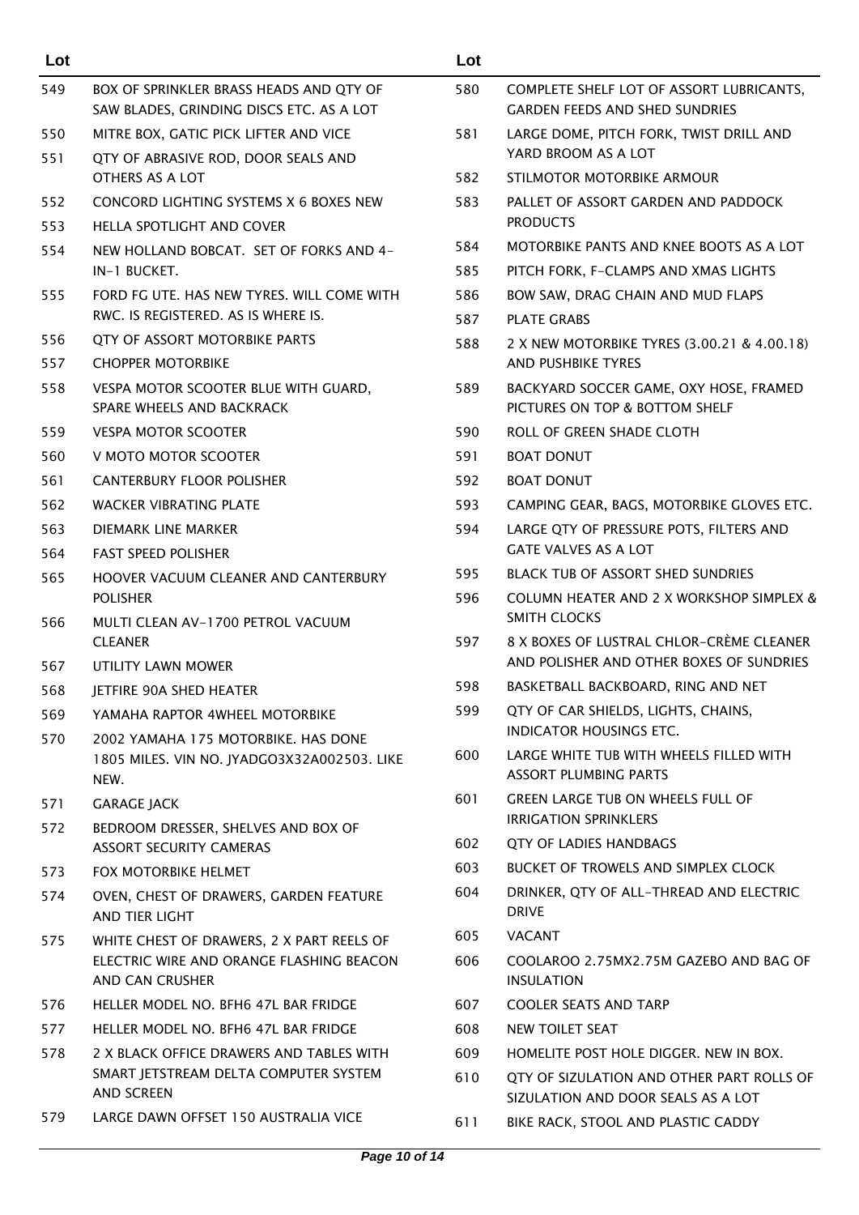| Lot | |
|---|---|
| 549 | BOX OF SPRINKLER BRASS HEADS AND QTY OF SAW BLADES, GRINDING DISCS ETC. AS A LOT |
| 550 | MITRE BOX, GATIC PICK LIFTER AND VICE |
| 551 | QTY OF ABRASIVE ROD, DOOR SEALS AND OTHERS AS A LOT |
| 552 | CONCORD LIGHTING SYSTEMS X 6 BOXES NEW |
| 553 | HELLA SPOTLIGHT AND COVER |
| 554 | NEW HOLLAND BOBCAT. SET OF FORKS AND 4-IN-1 BUCKET. |
| 555 | FORD FG UTE. HAS NEW TYRES. WILL COME WITH RWC. IS REGISTERED. AS IS WHERE IS. |
| 556 | QTY OF ASSORT MOTORBIKE PARTS |
| 557 | CHOPPER MOTORBIKE |
| 558 | VESPA MOTOR SCOOTER BLUE WITH GUARD, SPARE WHEELS AND BACKRACK |
| 559 | VESPA MOTOR SCOOTER |
| 560 | V MOTO MOTOR SCOOTER |
| 561 | CANTERBURY FLOOR POLISHER |
| 562 | WACKER VIBRATING PLATE |
| 563 | DIEMARK LINE MARKER |
| 564 | FAST SPEED POLISHER |
| 565 | HOOVER VACUUM CLEANER AND CANTERBURY POLISHER |
| 566 | MULTI CLEAN AV-1700 PETROL VACUUM CLEANER |
| 567 | UTILITY LAWN MOWER |
| 568 | JETFIRE 90A SHED HEATER |
| 569 | YAMAHA RAPTOR 4WHEEL MOTORBIKE |
| 570 | 2002 YAMAHA 175 MOTORBIKE. HAS DONE 1805 MILES. VIN NO. JYADGO3X32A002503. LIKE NEW. |
| 571 | GARAGE JACK |
| 572 | BEDROOM DRESSER, SHELVES AND BOX OF ASSORT SECURITY CAMERAS |
| 573 | FOX MOTORBIKE HELMET |
| 574 | OVEN, CHEST OF DRAWERS, GARDEN FEATURE AND TIER LIGHT |
| 575 | WHITE CHEST OF DRAWERS, 2 X PART REELS OF ELECTRIC WIRE AND ORANGE FLASHING BEACON AND CAN CRUSHER |
| 576 | HELLER MODEL NO. BFH6 47L BAR FRIDGE |
| 577 | HELLER MODEL NO. BFH6 47L BAR FRIDGE |
| 578 | 2 X BLACK OFFICE DRAWERS AND TABLES WITH SMART JETSTREAM DELTA COMPUTER SYSTEM AND SCREEN |
| 579 | LARGE DAWN OFFSET 150 AUSTRALIA VICE |
| 580 | COMPLETE SHELF LOT OF ASSORT LUBRICANTS, GARDEN FEEDS AND SHED SUNDRIES |
| 581 | LARGE DOME, PITCH FORK, TWIST DRILL AND YARD BROOM AS A LOT |
| 582 | STILMOTOR MOTORBIKE ARMOUR |
| 583 | PALLET OF ASSORT GARDEN AND PADDOCK PRODUCTS |
| 584 | MOTORBIKE PANTS AND KNEE BOOTS AS A LOT |
| 585 | PITCH FORK, F-CLAMPS AND XMAS LIGHTS |
| 586 | BOW SAW, DRAG CHAIN AND MUD FLAPS |
| 587 | PLATE GRABS |
| 588 | 2 X NEW MOTORBIKE TYRES (3.00.21 & 4.00.18) AND PUSHBIKE TYRES |
| 589 | BACKYARD SOCCER GAME, OXY HOSE, FRAMED PICTURES ON TOP & BOTTOM SHELF |
| 590 | ROLL OF GREEN SHADE CLOTH |
| 591 | BOAT DONUT |
| 592 | BOAT DONUT |
| 593 | CAMPING GEAR, BAGS, MOTORBIKE GLOVES ETC. |
| 594 | LARGE QTY OF PRESSURE POTS, FILTERS AND GATE VALVES AS A LOT |
| 595 | BLACK TUB OF ASSORT SHED SUNDRIES |
| 596 | COLUMN HEATER AND 2 X WORKSHOP SIMPLEX & SMITH CLOCKS |
| 597 | 8 X BOXES OF LUSTRAL CHLOR-CRÈME CLEANER AND POLISHER AND OTHER BOXES OF SUNDRIES |
| 598 | BASKETBALL BACKBOARD, RING AND NET |
| 599 | QTY OF CAR SHIELDS, LIGHTS, CHAINS, INDICATOR HOUSINGS ETC. |
| 600 | LARGE WHITE TUB WITH WHEELS FILLED WITH ASSORT PLUMBING PARTS |
| 601 | GREEN LARGE TUB ON WHEELS FULL OF IRRIGATION SPRINKLERS |
| 602 | QTY OF LADIES HANDBAGS |
| 603 | BUCKET OF TROWELS AND SIMPLEX CLOCK |
| 604 | DRINKER, QTY OF ALL-THREAD AND ELECTRIC DRIVE |
| 605 | VACANT |
| 606 | COOLAROO 2.75MX2.75M GAZEBO AND BAG OF INSULATION |
| 607 | COOLER SEATS AND TARP |
| 608 | NEW TOILET SEAT |
| 609 | HOMELITE POST HOLE DIGGER. NEW IN BOX. |
| 610 | QTY OF SIZULATION AND OTHER PART ROLLS OF SIZULATION AND DOOR SEALS AS A LOT |
| 611 | BIKE RACK, STOOL AND PLASTIC CADDY |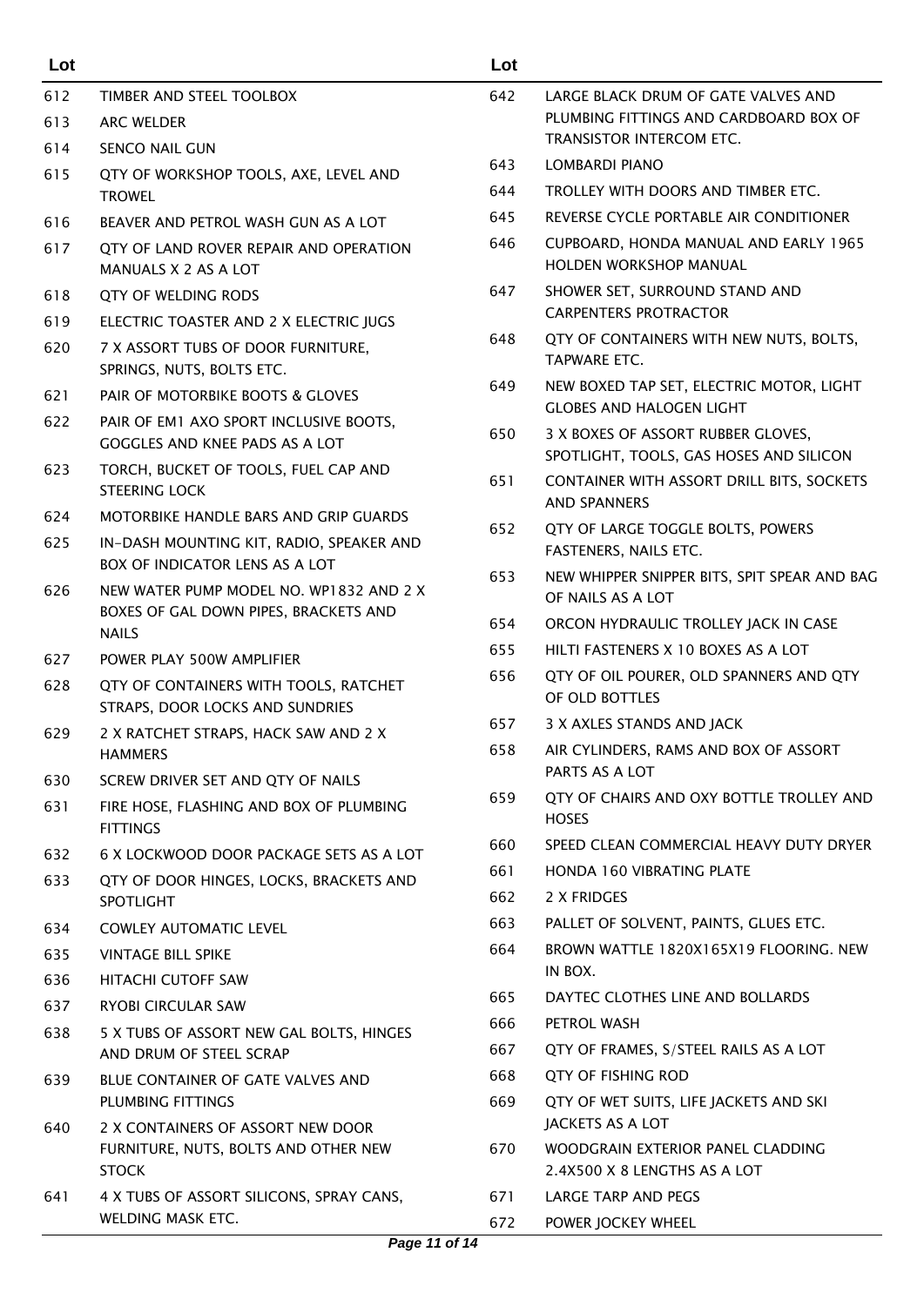| Lot | |
|---|---|
| 612 | TIMBER AND STEEL TOOLBOX |
| 613 | ARC WELDER |
| 614 | SENCO NAIL GUN |
| 615 | QTY OF WORKSHOP TOOLS, AXE, LEVEL AND TROWEL |
| 616 | BEAVER AND PETROL WASH GUN AS A LOT |
| 617 | QTY OF LAND ROVER REPAIR AND OPERATION MANUALS X 2 AS A LOT |
| 618 | QTY OF WELDING RODS |
| 619 | ELECTRIC TOASTER AND 2 X ELECTRIC JUGS |
| 620 | 7 X ASSORT TUBS OF DOOR FURNITURE, SPRINGS, NUTS, BOLTS ETC. |
| 621 | PAIR OF MOTORBIKE BOOTS & GLOVES |
| 622 | PAIR OF EM1 AXO SPORT INCLUSIVE BOOTS, GOGGLES AND KNEE PADS AS A LOT |
| 623 | TORCH, BUCKET OF TOOLS, FUEL CAP AND STEERING LOCK |
| 624 | MOTORBIKE HANDLE BARS AND GRIP GUARDS |
| 625 | IN-DASH MOUNTING KIT, RADIO, SPEAKER AND BOX OF INDICATOR LENS AS A LOT |
| 626 | NEW WATER PUMP MODEL NO. WP1832 AND 2 X BOXES OF GAL DOWN PIPES, BRACKETS AND NAILS |
| 627 | POWER PLAY 500W AMPLIFIER |
| 628 | QTY OF CONTAINERS WITH TOOLS, RATCHET STRAPS, DOOR LOCKS AND SUNDRIES |
| 629 | 2 X RATCHET STRAPS, HACK SAW AND 2 X HAMMERS |
| 630 | SCREW DRIVER SET AND QTY OF NAILS |
| 631 | FIRE HOSE, FLASHING AND BOX OF PLUMBING FITTINGS |
| 632 | 6 X LOCKWOOD DOOR PACKAGE SETS AS A LOT |
| 633 | QTY OF DOOR HINGES, LOCKS, BRACKETS AND SPOTLIGHT |
| 634 | COWLEY AUTOMATIC LEVEL |
| 635 | VINTAGE BILL SPIKE |
| 636 | HITACHI CUTOFF SAW |
| 637 | RYOBI CIRCULAR SAW |
| 638 | 5 X TUBS OF ASSORT NEW GAL BOLTS, HINGES AND DRUM OF STEEL SCRAP |
| 639 | BLUE CONTAINER OF GATE VALVES AND PLUMBING FITTINGS |
| 640 | 2 X CONTAINERS OF ASSORT NEW DOOR FURNITURE, NUTS, BOLTS AND OTHER NEW STOCK |
| 641 | 4 X TUBS OF ASSORT SILICONS, SPRAY CANS, WELDING MASK ETC. |
| 642 | LARGE BLACK DRUM OF GATE VALVES AND PLUMBING FITTINGS AND CARDBOARD BOX OF TRANSISTOR INTERCOM ETC. |
| 643 | LOMBARDI PIANO |
| 644 | TROLLEY WITH DOORS AND TIMBER ETC. |
| 645 | REVERSE CYCLE PORTABLE AIR CONDITIONER |
| 646 | CUPBOARD, HONDA MANUAL AND EARLY 1965 HOLDEN WORKSHOP MANUAL |
| 647 | SHOWER SET, SURROUND STAND AND CARPENTERS PROTRACTOR |
| 648 | QTY OF CONTAINERS WITH NEW NUTS, BOLTS, TAPWARE ETC. |
| 649 | NEW BOXED TAP SET, ELECTRIC MOTOR, LIGHT GLOBES AND HALOGEN LIGHT |
| 650 | 3 X BOXES OF ASSORT RUBBER GLOVES, SPOTLIGHT, TOOLS, GAS HOSES AND SILICON |
| 651 | CONTAINER WITH ASSORT DRILL BITS, SOCKETS AND SPANNERS |
| 652 | QTY OF LARGE TOGGLE BOLTS, POWERS FASTENERS, NAILS ETC. |
| 653 | NEW WHIPPER SNIPPER BITS, SPIT SPEAR AND BAG OF NAILS AS A LOT |
| 654 | ORCON HYDRAULIC TROLLEY JACK IN CASE |
| 655 | HILTI FASTENERS X 10 BOXES AS A LOT |
| 656 | QTY OF OIL POURER, OLD SPANNERS AND QTY OF OLD BOTTLES |
| 657 | 3 X AXLES STANDS AND JACK |
| 658 | AIR CYLINDERS, RAMS AND BOX OF ASSORT PARTS AS A LOT |
| 659 | QTY OF CHAIRS AND OXY BOTTLE TROLLEY AND HOSES |
| 660 | SPEED CLEAN COMMERCIAL HEAVY DUTY DRYER |
| 661 | HONDA 160 VIBRATING PLATE |
| 662 | 2 X FRIDGES |
| 663 | PALLET OF SOLVENT, PAINTS, GLUES ETC. |
| 664 | BROWN WATTLE 1820X165X19 FLOORING. NEW IN BOX. |
| 665 | DAYTEC CLOTHES LINE AND BOLLARDS |
| 666 | PETROL WASH |
| 667 | QTY OF FRAMES, S/STEEL RAILS AS A LOT |
| 668 | QTY OF FISHING ROD |
| 669 | QTY OF WET SUITS, LIFE JACKETS AND SKI JACKETS AS A LOT |
| 670 | WOODGRAIN EXTERIOR PANEL CLADDING 2.4X500 X 8 LENGTHS AS A LOT |
| 671 | LARGE TARP AND PEGS |
| 672 | POWER JOCKEY WHEEL |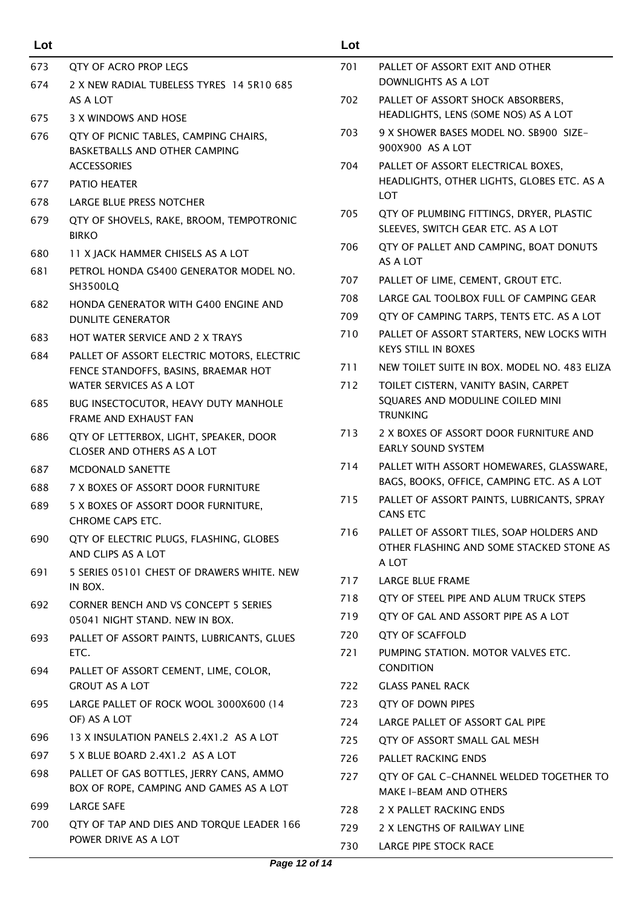| Lot | |
|---|---|
| 673 | QTY OF ACRO PROP LEGS |
| 674 | 2 X NEW RADIAL TUBELESS TYRES 14 5R10 685 AS A LOT |
| 675 | 3 X WINDOWS AND HOSE |
| 676 | QTY OF PICNIC TABLES, CAMPING CHAIRS, BASKETBALLS AND OTHER CAMPING ACCESSORIES |
| 677 | PATIO HEATER |
| 678 | LARGE BLUE PRESS NOTCHER |
| 679 | QTY OF SHOVELS, RAKE, BROOM, TEMPOTRONIC BIRKO |
| 680 | 11 X JACK HAMMER CHISELS AS A LOT |
| 681 | PETROL HONDA GS400 GENERATOR MODEL NO. SH3500LQ |
| 682 | HONDA GENERATOR WITH G400 ENGINE AND DUNLITE GENERATOR |
| 683 | HOT WATER SERVICE AND 2 X TRAYS |
| 684 | PALLET OF ASSORT ELECTRIC MOTORS, ELECTRIC FENCE STANDOFFS, BASINS, BRAEMAR HOT WATER SERVICES AS A LOT |
| 685 | BUG INSECTOCUTOR, HEAVY DUTY MANHOLE FRAME AND EXHAUST FAN |
| 686 | QTY OF LETTERBOX, LIGHT, SPEAKER, DOOR CLOSER AND OTHERS AS A LOT |
| 687 | MCDONALD SANETTE |
| 688 | 7 X BOXES OF ASSORT DOOR FURNITURE |
| 689 | 5 X BOXES OF ASSORT DOOR FURNITURE, CHROME CAPS ETC. |
| 690 | QTY OF ELECTRIC PLUGS, FLASHING, GLOBES AND CLIPS AS A LOT |
| 691 | 5 SERIES 05101 CHEST OF DRAWERS WHITE. NEW IN BOX. |
| 692 | CORNER BENCH AND VS CONCEPT 5 SERIES 05041 NIGHT STAND. NEW IN BOX. |
| 693 | PALLET OF ASSORT PAINTS, LUBRICANTS, GLUES ETC. |
| 694 | PALLET OF ASSORT CEMENT, LIME, COLOR, GROUT AS A LOT |
| 695 | LARGE PALLET OF ROCK WOOL 3000X600 (14 OF) AS A LOT |
| 696 | 13 X INSULATION PANELS 2.4X1.2 AS A LOT |
| 697 | 5 X BLUE BOARD 2.4X1.2 AS A LOT |
| 698 | PALLET OF GAS BOTTLES, JERRY CANS, AMMO BOX OF ROPE, CAMPING AND GAMES AS A LOT |
| 699 | LARGE SAFE |
| 700 | QTY OF TAP AND DIES AND TORQUE LEADER 166 POWER DRIVE AS A LOT |
| 701 | PALLET OF ASSORT EXIT AND OTHER DOWNLIGHTS AS A LOT |
| 702 | PALLET OF ASSORT SHOCK ABSORBERS, HEADLIGHTS, LENS (SOME NOS) AS A LOT |
| 703 | 9 X SHOWER BASES MODEL NO. SB900 SIZE-900X900 AS A LOT |
| 704 | PALLET OF ASSORT ELECTRICAL BOXES, HEADLIGHTS, OTHER LIGHTS, GLOBES ETC. AS A LOT |
| 705 | QTY OF PLUMBING FITTINGS, DRYER, PLASTIC SLEEVES, SWITCH GEAR ETC. AS A LOT |
| 706 | QTY OF PALLET AND CAMPING, BOAT DONUTS AS A LOT |
| 707 | PALLET OF LIME, CEMENT, GROUT ETC. |
| 708 | LARGE GAL TOOLBOX FULL OF CAMPING GEAR |
| 709 | QTY OF CAMPING TARPS, TENTS ETC. AS A LOT |
| 710 | PALLET OF ASSORT STARTERS, NEW LOCKS WITH KEYS STILL IN BOXES |
| 711 | NEW TOILET SUITE IN BOX. MODEL NO. 483 ELIZA |
| 712 | TOILET CISTERN, VANITY BASIN, CARPET SQUARES AND MODULINE COILED MINI TRUNKING |
| 713 | 2 X BOXES OF ASSORT DOOR FURNITURE AND EARLY SOUND SYSTEM |
| 714 | PALLET WITH ASSORT HOMEWARES, GLASSWARE, BAGS, BOOKS, OFFICE, CAMPING ETC. AS A LOT |
| 715 | PALLET OF ASSORT PAINTS, LUBRICANTS, SPRAY CANS ETC |
| 716 | PALLET OF ASSORT TILES, SOAP HOLDERS AND OTHER FLASHING AND SOME STACKED STONE AS A LOT |
| 717 | LARGE BLUE FRAME |
| 718 | QTY OF STEEL PIPE AND ALUM TRUCK STEPS |
| 719 | QTY OF GAL AND ASSORT PIPE AS A LOT |
| 720 | QTY OF SCAFFOLD |
| 721 | PUMPING STATION. MOTOR VALVES ETC. CONDITION |
| 722 | GLASS PANEL RACK |
| 723 | QTY OF DOWN PIPES |
| 724 | LARGE PALLET OF ASSORT GAL PIPE |
| 725 | QTY OF ASSORT SMALL GAL MESH |
| 726 | PALLET RACKING ENDS |
| 727 | QTY OF GAL C-CHANNEL WELDED TOGETHER TO MAKE I-BEAM AND OTHERS |
| 728 | 2 X PALLET RACKING ENDS |
| 729 | 2 X LENGTHS OF RAILWAY LINE |
| 730 | LARGE PIPE STOCK RACE |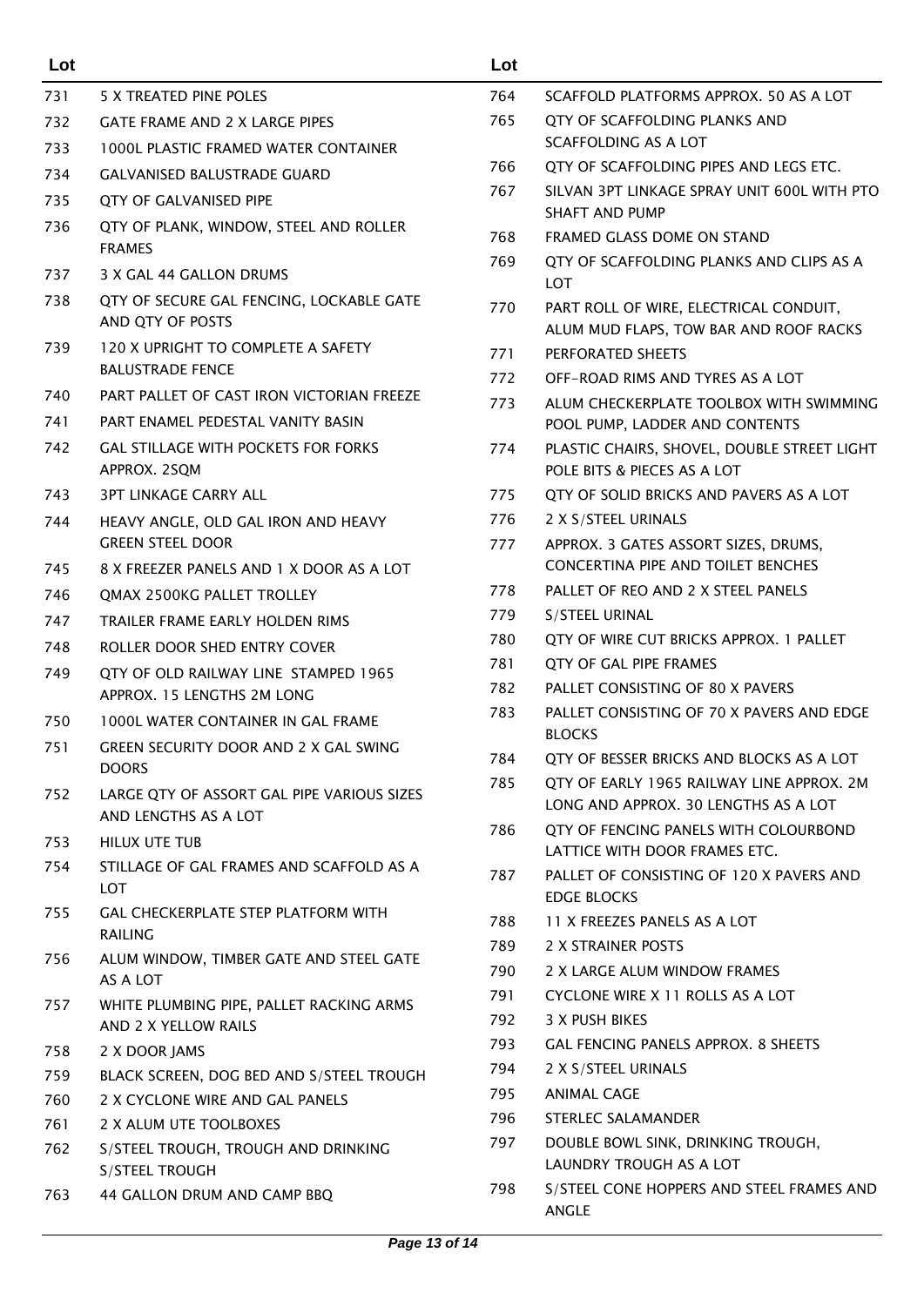| Lot | |
|---|---|
| 731 | 5 X TREATED PINE POLES |
| 732 | GATE FRAME AND 2 X LARGE PIPES |
| 733 | 1000L PLASTIC FRAMED WATER CONTAINER |
| 734 | GALVANISED BALUSTRADE GUARD |
| 735 | QTY OF GALVANISED PIPE |
| 736 | QTY OF PLANK, WINDOW, STEEL AND ROLLER FRAMES |
| 737 | 3 X GAL 44 GALLON DRUMS |
| 738 | QTY OF SECURE GAL FENCING, LOCKABLE GATE AND QTY OF POSTS |
| 739 | 120 X UPRIGHT TO COMPLETE A SAFETY BALUSTRADE FENCE |
| 740 | PART PALLET OF CAST IRON VICTORIAN FREEZE |
| 741 | PART ENAMEL PEDESTAL VANITY BASIN |
| 742 | GAL STILLAGE WITH POCKETS FOR FORKS APPROX. 2SQM |
| 743 | 3PT LINKAGE CARRY ALL |
| 744 | HEAVY ANGLE, OLD GAL IRON AND HEAVY GREEN STEEL DOOR |
| 745 | 8 X FREEZER PANELS AND 1 X DOOR AS A LOT |
| 746 | QMAX 2500KG PALLET TROLLEY |
| 747 | TRAILER FRAME EARLY HOLDEN RIMS |
| 748 | ROLLER DOOR SHED ENTRY COVER |
| 749 | QTY OF OLD RAILWAY LINE STAMPED 1965 APPROX. 15 LENGTHS 2M LONG |
| 750 | 1000L WATER CONTAINER IN GAL FRAME |
| 751 | GREEN SECURITY DOOR AND 2 X GAL SWING DOORS |
| 752 | LARGE QTY OF ASSORT GAL PIPE VARIOUS SIZES AND LENGTHS AS A LOT |
| 753 | HILUX UTE TUB |
| 754 | STILLAGE OF GAL FRAMES AND SCAFFOLD AS A LOT |
| 755 | GAL CHECKERPLATE STEP PLATFORM WITH RAILING |
| 756 | ALUM WINDOW, TIMBER GATE AND STEEL GATE AS A LOT |
| 757 | WHITE PLUMBING PIPE, PALLET RACKING ARMS AND 2 X YELLOW RAILS |
| 758 | 2 X DOOR JAMS |
| 759 | BLACK SCREEN, DOG BED AND S/STEEL TROUGH |
| 760 | 2 X CYCLONE WIRE AND GAL PANELS |
| 761 | 2 X ALUM UTE TOOLBOXES |
| 762 | S/STEEL TROUGH, TROUGH AND DRINKING S/STEEL TROUGH |
| 763 | 44 GALLON DRUM AND CAMP BBQ |
| 764 | SCAFFOLD PLATFORMS APPROX. 50 AS A LOT |
| 765 | QTY OF SCAFFOLDING PLANKS AND SCAFFOLDING AS A LOT |
| 766 | QTY OF SCAFFOLDING PIPES AND LEGS ETC. |
| 767 | SILVAN 3PT LINKAGE SPRAY UNIT 600L WITH PTO SHAFT AND PUMP |
| 768 | FRAMED GLASS DOME ON STAND |
| 769 | QTY OF SCAFFOLDING PLANKS AND CLIPS AS A LOT |
| 770 | PART ROLL OF WIRE, ELECTRICAL CONDUIT, ALUM MUD FLAPS, TOW BAR AND ROOF RACKS |
| 771 | PERFORATED SHEETS |
| 772 | OFF-ROAD RIMS AND TYRES AS A LOT |
| 773 | ALUM CHECKERPLATE TOOLBOX WITH SWIMMING POOL PUMP, LADDER AND CONTENTS |
| 774 | PLASTIC CHAIRS, SHOVEL, DOUBLE STREET LIGHT POLE BITS & PIECES AS A LOT |
| 775 | QTY OF SOLID BRICKS AND PAVERS AS A LOT |
| 776 | 2 X S/STEEL URINALS |
| 777 | APPROX. 3 GATES ASSORT SIZES, DRUMS, CONCERTINA PIPE AND TOILET BENCHES |
| 778 | PALLET OF REO AND 2 X STEEL PANELS |
| 779 | S/STEEL URINAL |
| 780 | QTY OF WIRE CUT BRICKS APPROX. 1 PALLET |
| 781 | QTY OF GAL PIPE FRAMES |
| 782 | PALLET CONSISTING OF 80 X PAVERS |
| 783 | PALLET CONSISTING OF 70 X PAVERS AND EDGE BLOCKS |
| 784 | QTY OF BESSER BRICKS AND BLOCKS AS A LOT |
| 785 | QTY OF EARLY 1965 RAILWAY LINE APPROX. 2M LONG AND APPROX. 30 LENGTHS AS A LOT |
| 786 | QTY OF FENCING PANELS WITH COLOURBOND LATTICE WITH DOOR FRAMES ETC. |
| 787 | PALLET OF CONSISTING OF 120 X PAVERS AND EDGE BLOCKS |
| 788 | 11 X FREEZES PANELS AS A LOT |
| 789 | 2 X STRAINER POSTS |
| 790 | 2 X LARGE ALUM WINDOW FRAMES |
| 791 | CYCLONE WIRE X 11 ROLLS AS A LOT |
| 792 | 3 X PUSH BIKES |
| 793 | GAL FENCING PANELS APPROX. 8 SHEETS |
| 794 | 2 X S/STEEL URINALS |
| 795 | ANIMAL CAGE |
| 796 | STERLEC SALAMANDER |
| 797 | DOUBLE BOWL SINK, DRINKING TROUGH, LAUNDRY TROUGH AS A LOT |
| 798 | S/STEEL CONE HOPPERS AND STEEL FRAMES AND ANGLE |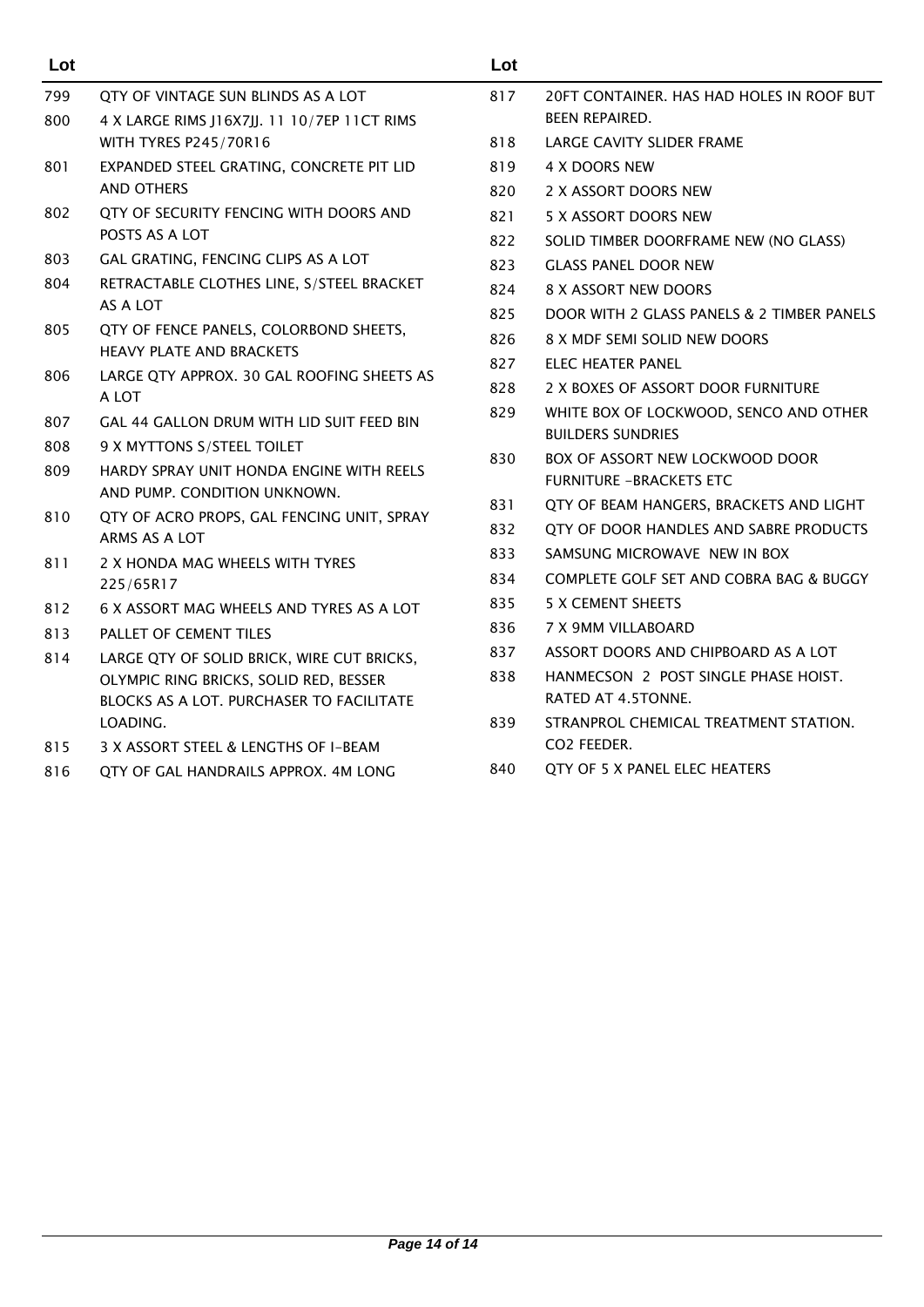| Lot | |
|---|---|
| 799 | QTY OF VINTAGE SUN BLINDS AS A LOT |
| 800 | 4 X LARGE RIMS J16X7JJ. 11 10/7EP 11CT RIMS WITH TYRES P245/70R16 |
| 801 | EXPANDED STEEL GRATING, CONCRETE PIT LID AND OTHERS |
| 802 | QTY OF SECURITY FENCING WITH DOORS AND POSTS AS A LOT |
| 803 | GAL GRATING, FENCING CLIPS AS A LOT |
| 804 | RETRACTABLE CLOTHES LINE, S/STEEL BRACKET AS A LOT |
| 805 | QTY OF FENCE PANELS, COLORBOND SHEETS, HEAVY PLATE AND BRACKETS |
| 806 | LARGE QTY APPROX. 30 GAL ROOFING SHEETS AS A LOT |
| 807 | GAL 44 GALLON DRUM WITH LID SUIT FEED BIN |
| 808 | 9 X MYTTONS S/STEEL TOILET |
| 809 | HARDY SPRAY UNIT HONDA ENGINE WITH REELS AND PUMP. CONDITION UNKNOWN. |
| 810 | QTY OF ACRO PROPS, GAL FENCING UNIT, SPRAY ARMS AS A LOT |
| 811 | 2 X HONDA MAG WHEELS WITH TYRES 225/65R17 |
| 812 | 6 X ASSORT MAG WHEELS AND TYRES AS A LOT |
| 813 | PALLET OF CEMENT TILES |
| 814 | LARGE QTY OF SOLID BRICK, WIRE CUT BRICKS, OLYMPIC RING BRICKS, SOLID RED, BESSER BLOCKS AS A LOT. PURCHASER TO FACILITATE LOADING. |
| 815 | 3 X ASSORT STEEL & LENGTHS OF I-BEAM |
| 816 | QTY OF GAL HANDRAILS APPROX. 4M LONG |
| 817 | 20FT CONTAINER. HAS HAD HOLES IN ROOF BUT BEEN REPAIRED. |
| 818 | LARGE CAVITY SLIDER FRAME |
| 819 | 4 X DOORS NEW |
| 820 | 2 X ASSORT DOORS NEW |
| 821 | 5 X ASSORT DOORS NEW |
| 822 | SOLID TIMBER DOORFRAME NEW (NO GLASS) |
| 823 | GLASS PANEL DOOR NEW |
| 824 | 8 X ASSORT NEW DOORS |
| 825 | DOOR WITH 2 GLASS PANELS & 2 TIMBER PANELS |
| 826 | 8 X MDF SEMI SOLID NEW DOORS |
| 827 | ELEC HEATER PANEL |
| 828 | 2 X BOXES OF ASSORT DOOR FURNITURE |
| 829 | WHITE BOX OF LOCKWOOD, SENCO AND OTHER BUILDERS SUNDRIES |
| 830 | BOX OF ASSORT NEW LOCKWOOD DOOR FURNITURE -BRACKETS ETC |
| 831 | QTY OF BEAM HANGERS, BRACKETS AND LIGHT |
| 832 | QTY OF DOOR HANDLES AND SABRE PRODUCTS |
| 833 | SAMSUNG MICROWAVE NEW IN BOX |
| 834 | COMPLETE GOLF SET AND COBRA BAG & BUGGY |
| 835 | 5 X CEMENT SHEETS |
| 836 | 7 X 9MM VILLABOARD |
| 837 | ASSORT DOORS AND CHIPBOARD AS A LOT |
| 838 | HANMECSON 2 POST SINGLE PHASE HOIST. RATED AT 4.5TONNE. |
| 839 | STRANPROL CHEMICAL TREATMENT STATION. $CO_2$ FEEDER. |
| 840 | QTY OF 5 X PANEL ELEC HEATERS |